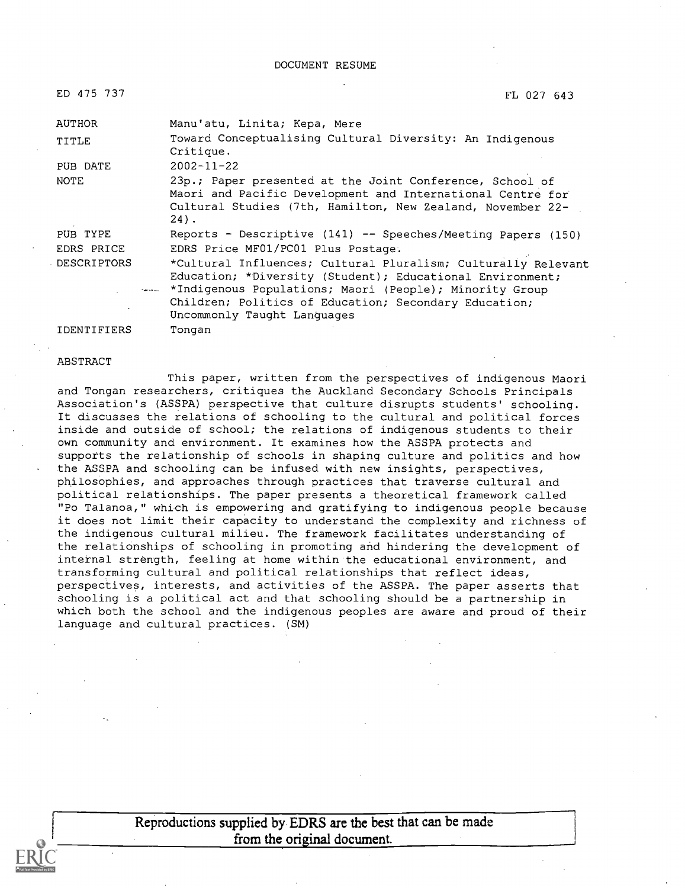DOCUMENT RESUME

| ED 475 737 | FL 027 643 |
|---|---|
| AUTHOR | Manu'atu, Linita; Kepa, Mere |
| TITLE | Toward Conceptualising Cultural Diversity: An Indigenous Critique. |
| PUB DATE | 2002-11-22 |
| NOTE | 23p.; Paper presented at the Joint Conference, School of Maori and Pacific Development and International Centre for Cultural Studies (7th, Hamilton, New Zealand, November 22-24). |
| PUB TYPE | Reports - Descriptive (141) -- Speeches/Meeting Papers (150) |
| EDRS PRICE | EDRS Price MF01/PC01 Plus Postage. |
| DESCRIPTORS | *Cultural Influences; Cultural Pluralism; Culturally Relevant Education; *Diversity (Student); Educational Environment; *Indigenous Populations; Maori (People); Minority Group Children; Politics of Education; Secondary Education; Uncommonly Taught Languages |
| IDENTIFIERS | Tongan |

ABSTRACT

This paper, written from the perspectives of indigenous Maori and Tongan researchers, critiques the Auckland Secondary Schools Principals Association's (ASSPA) perspective that culture disrupts students' schooling. It discusses the relations of schooling to the cultural and political forces inside and outside of school; the relations of indigenous students to their own community and environment. It examines how the ASSPA protects and supports the relationship of schools in shaping culture and politics and how the ASSPA and schooling can be infused with new insights, perspectives, philosophies, and approaches through practices that traverse cultural and political relationships. The paper presents a theoretical framework called "Po Talanoa," which is empowering and gratifying to indigenous people because it does not limit their capacity to understand the complexity and richness of the indigenous cultural milieu. The framework facilitates understanding of the relationships of schooling in promoting and hindering the development of internal strength, feeling at home within the educational environment, and transforming cultural and political relationships that reflect ideas, perspectives, interests, and activities of the ASSPA. The paper asserts that schooling is a political act and that schooling should be a partnership in which both the school and the indigenous peoples are aware and proud of their language and cultural practices. (SM)

Reproductions supplied by EDRS are the best that can be made from the original document.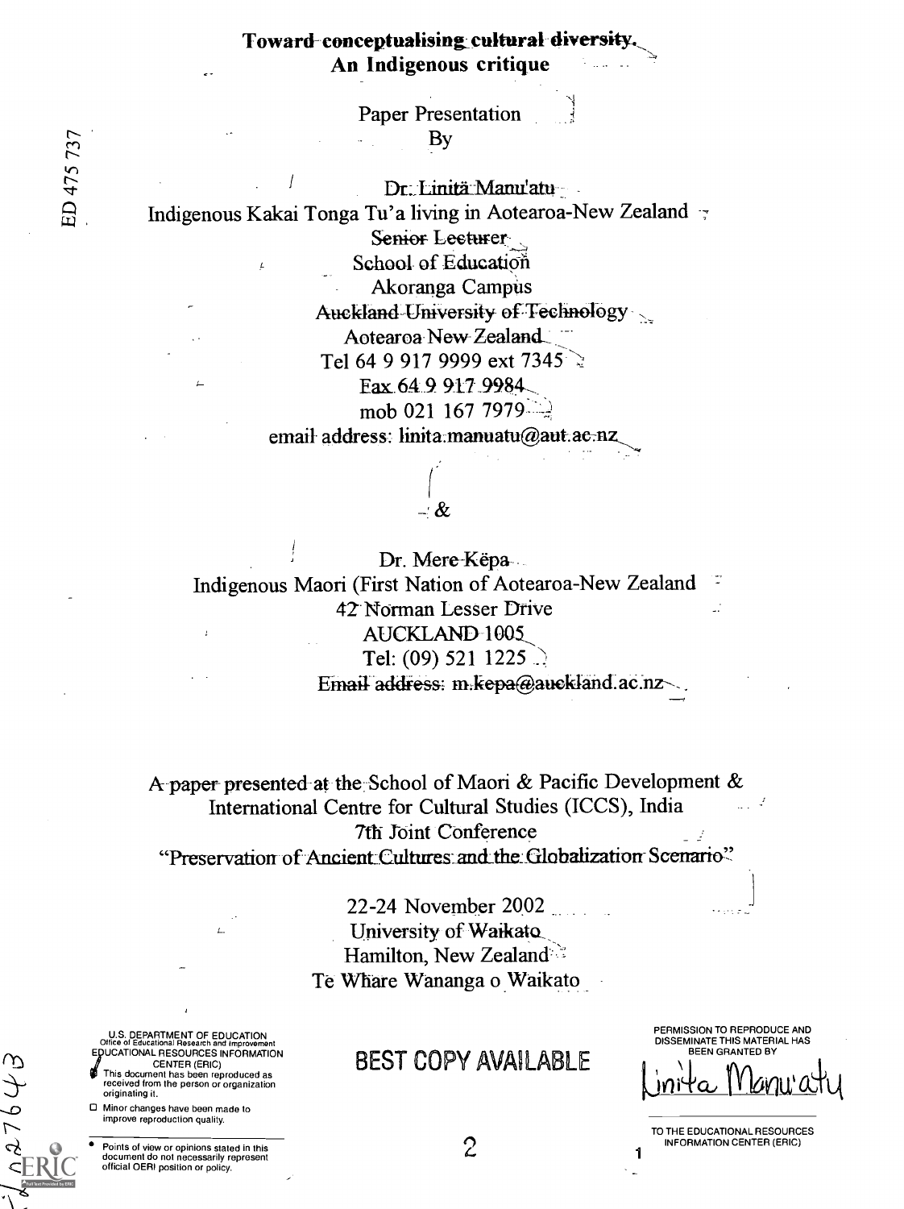# Toward conceptualising cultural diversity. An Indigenous critique

Paper Presentation

By

Dr. Linitä Manu'atu

Indigenous Kakai Tonga Tu'a living in Aotearoa-New Zealand

Senior Lecturer

School of Education

Akoranga Campus

Auckland University of Technology

Aotearoa New Zealand

Tel 64 9 917 9999 ext 7345

Fax 64 9 917 9984

mob 021 167 7979

email address: linita.manuatu@aut.ac.nz

&

Dr. Mere Këpa

Indigenous Maori (First Nation of Aotearoa-New Zealand

42 Norman Lesser Drive

AUCKLAND 1005

Tel: (09) 521 1225

Email address: m.kepa@auckland.ac.nz

A paper presented at the School of Maori & Pacific Development & International Centre for Cultural Studies (ICCS), India

7th Joint Conference

"Preservation of Ancient Cultures and the Globalization Scenario"

22-24 November 2002

University of Waikato

Hamilton, New Zealand

Te Whare Wananga o Waikato

BEST COPY AVAILABLE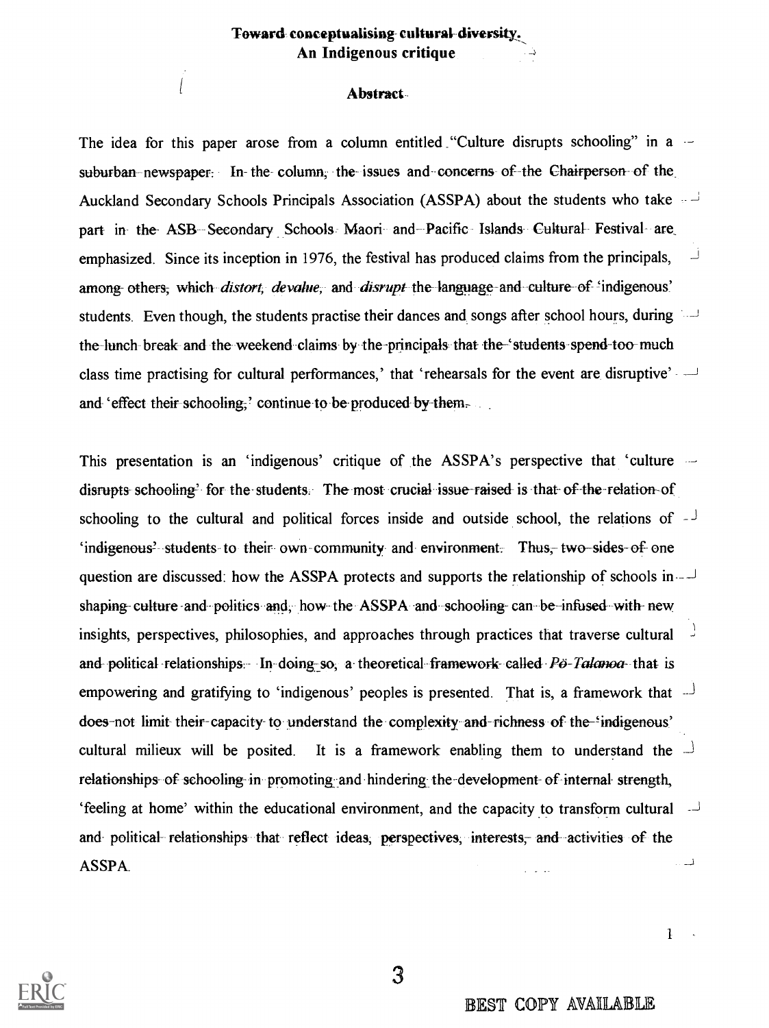**Toward conceptualising cultural diversity.**
**An Indigenous critique**

**Abstract**

The idea for this paper arose from a column entitled "Culture disrupts schooling" in a suburban newspaper. In the column, the issues and concerns of the Chairperson of the Auckland Secondary Schools Principals Association (ASSPA) about the students who take part in the ASB Secondary Schools Maori and Pacific Islands Cultural Festival are emphasized. Since its inception in 1976, the festival has produced claims from the principals, among others, which *distort, devalue,* and *disrupt* the language and culture of 'indigenous' students. Even though, the students practise their dances and songs after school hours, during the lunch break and the weekend claims by the principals that the 'students spend too much class time practising for cultural performances,' that 'rehearsals for the event are disruptive' and 'effect their schooling,' continue to be produced by them.

This presentation is an 'indigenous' critique of the ASSPA's perspective that 'culture disrupts schooling' for the students. The most crucial issue raised is that of the relation of schooling to the cultural and political forces inside and outside school, the relations of 'indigenous' students to their own community and environment. Thus, two sides of one question are discussed: how the ASSPA protects and supports the relationship of schools in shaping culture and politics and, how the ASSPA and schooling can be infused with new insights, perspectives, philosophies, and approaches through practices that traverse cultural and political relationships. In doing so, a theoretical framework called *Pō-Talanoa* that is empowering and gratifying to 'indigenous' peoples is presented. That is, a framework that does not limit their capacity to understand the complexity and richness of the 'indigenous' cultural milieux will be posited. It is a framework enabling them to understand the relationships of schooling in promoting and hindering the development of internal strength, 'feeling at home' within the educational environment, and the capacity to transform cultural and political relationships that reflect ideas, perspectives, interests, and activities of the ASSPA.

BEST COPY AVAILABLE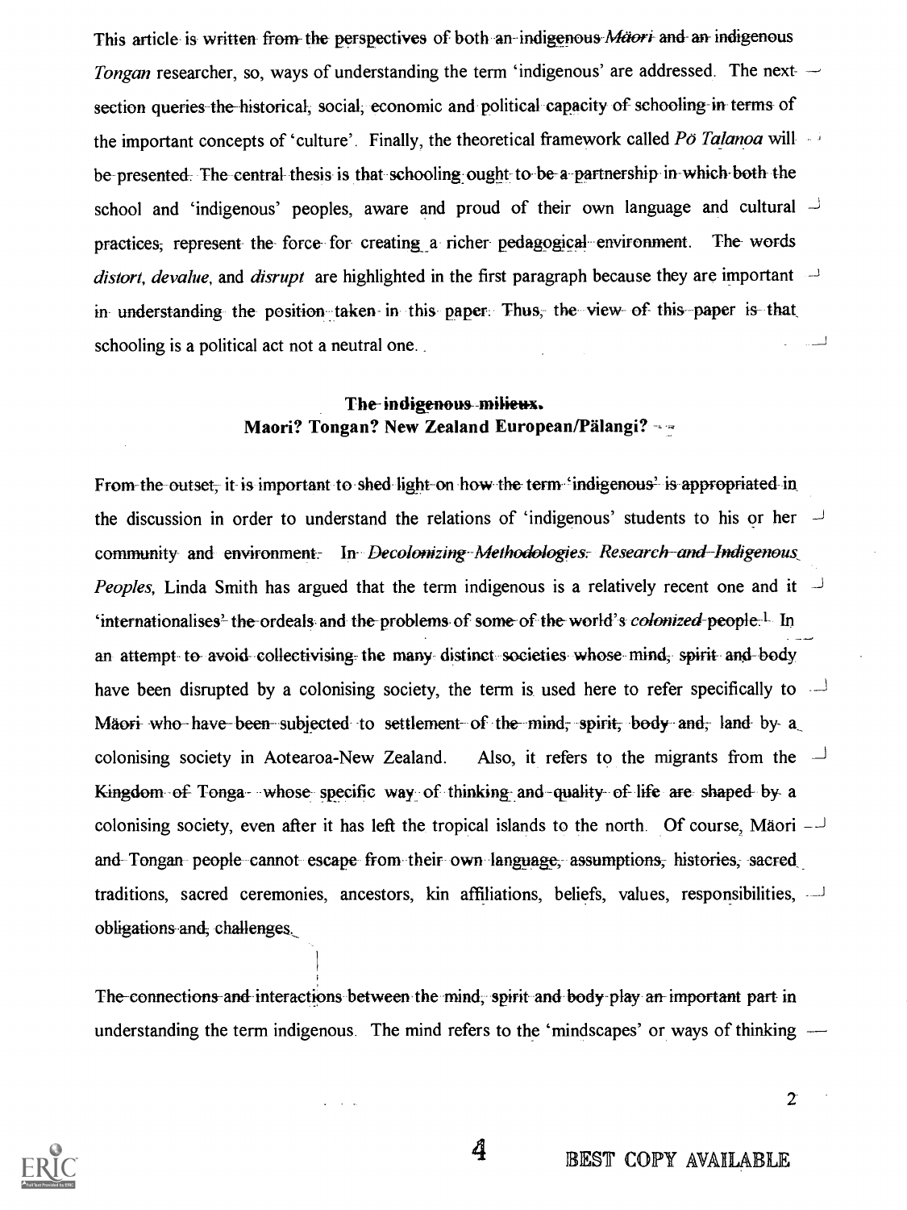This article is written from the perspectives of both an indigenous *Mäori* and an indigenous *Tongan* researcher, so, ways of understanding the term 'indigenous' are addressed. The next section queries the historical, social, economic and political capacity of schooling in terms of the important concepts of 'culture'. Finally, the theoretical framework called *Pö Talanoa* will be presented. The central thesis is that schooling ought to be a partnership in which both the school and 'indigenous' peoples, aware and proud of their own language and cultural practices, represent the force for creating a richer pedagogical environment. The words *distort, devalue,* and *disrupt* are highlighted in the first paragraph because they are important in understanding the position taken in this paper. Thus, the view of this paper is that schooling is a political act not a neutral one.

## The indigenous milieux.
## Maori? Tongan? New Zealand European/Pälangi?

From the outset, it is important to shed light on how the term 'indigenous' is appropriated in the discussion in order to understand the relations of 'indigenous' students to his or her community and environment. In *Decolonizing Methodologies: Research and Indigenous Peoples*, Linda Smith has argued that the term indigenous is a relatively recent one and it 'internationalises' the ordeals and the problems of some of the world's *colonized* people.[1] In an attempt to avoid collectivising the many distinct societies whose mind, spirit and body have been disrupted by a colonising society, the term is used here to refer specifically to Mäori who have been subjected to settlement of the mind, spirit, body and, land by a colonising society in Aotearoa-New Zealand. Also, it refers to the migrants from the Kingdom of Tonga whose specific way of thinking and quality of life are shaped by a colonising society, even after it has left the tropical islands to the north. Of course, Mäori and Tongan people cannot escape from their own language, assumptions, histories, sacred traditions, sacred ceremonies, ancestors, kin affiliations, beliefs, values, responsibilities, obligations and, challenges.

The connections and interactions between the mind, spirit and body play an important part in understanding the term indigenous. The mind refers to the 'mindscapes' or ways of thinking —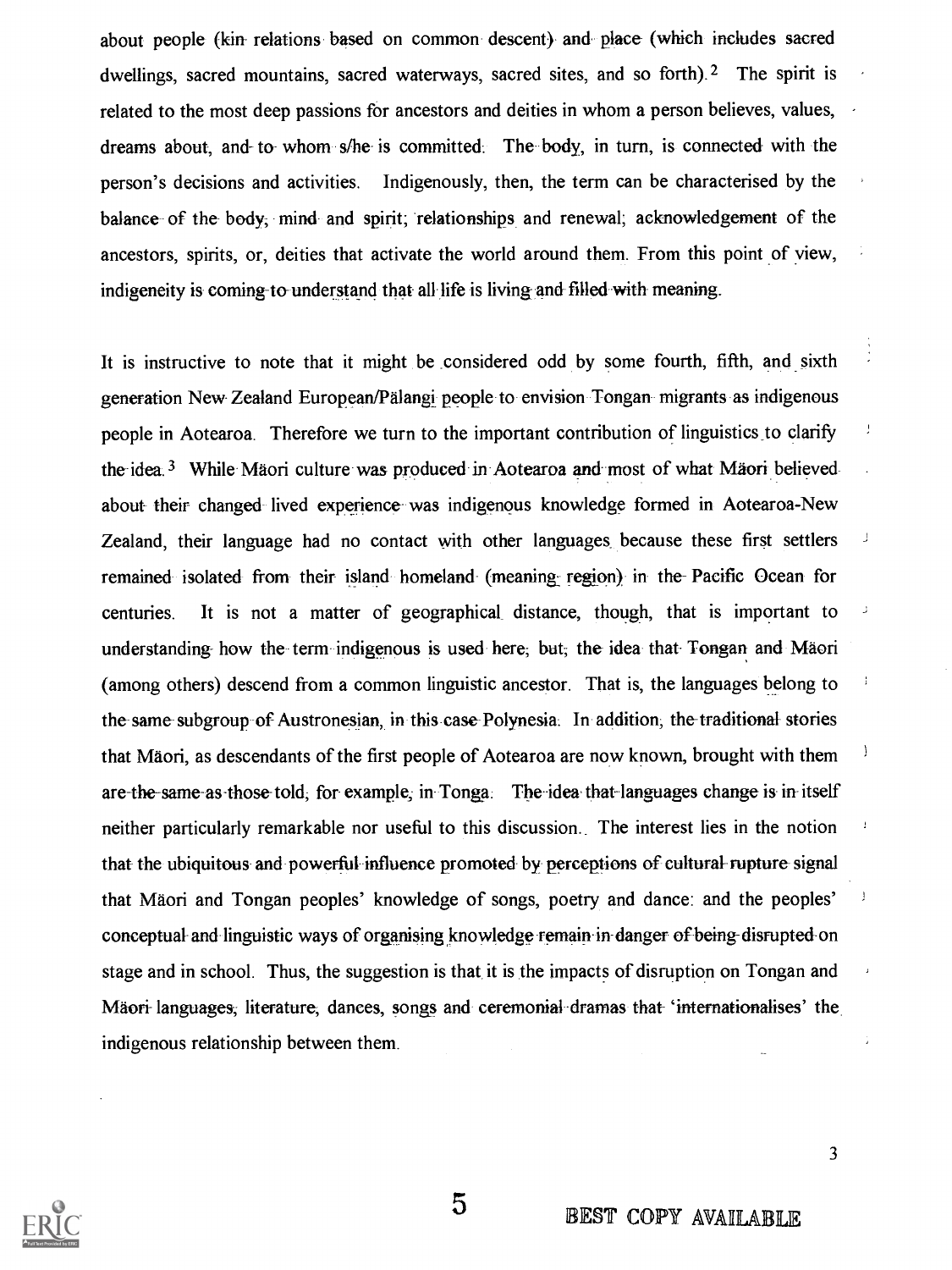about people (kin relations based on common descent) and place (which includes sacred dwellings, sacred mountains, sacred waterways, sacred sites, and so forth).[2] The spirit is related to the most deep passions for ancestors and deities in whom a person believes, values, dreams about, and to whom s/he is committed. The body, in turn, is connected with the person's decisions and activities. Indigenously, then, the term can be characterised by the balance of the body, mind and spirit; relationships and renewal; acknowledgement of the ancestors, spirits, or, deities that activate the world around them. From this point of view, indigeneity is coming to understand that all life is living and filled with meaning.

It is instructive to note that it might be considered odd by some fourth, fifth, and sixth generation New Zealand European/Pälangi people to envision Tongan migrants as indigenous people in Aotearoa. Therefore we turn to the important contribution of linguistics to clarify the idea.[3] While Mäori culture was produced in Aotearoa and most of what Mäori believed about their changed lived experience was indigenous knowledge formed in Aotearoa-New Zealand, their language had no contact with other languages because these first settlers remained isolated from their island homeland (meaning region) in the Pacific Ocean for centuries. It is not a matter of geographical distance, though, that is important to understanding how the term indigenous is used here; but; the idea that Tongan and Mäori (among others) descend from a common linguistic ancestor. That is, the languages belong to the same subgroup of Austronesian, in this case Polynesia. In addition, the traditional stories that Mäori, as descendants of the first people of Aotearoa are now known, brought with them are the same as those told, for example, in Tonga. The idea that languages change is in itself neither particularly remarkable nor useful to this discussion. The interest lies in the notion that the ubiquitous and powerful influence promoted by perceptions of cultural rupture signal that Mäori and Tongan peoples' knowledge of songs, poetry and dance: and the peoples' conceptual and linguistic ways of organising knowledge remain in danger of being disrupted on stage and in school. Thus, the suggestion is that it is the impacts of disruption on Tongan and Mäori languages, literature, dances, songs and ceremonial dramas that 'internationalises' the indigenous relationship between them.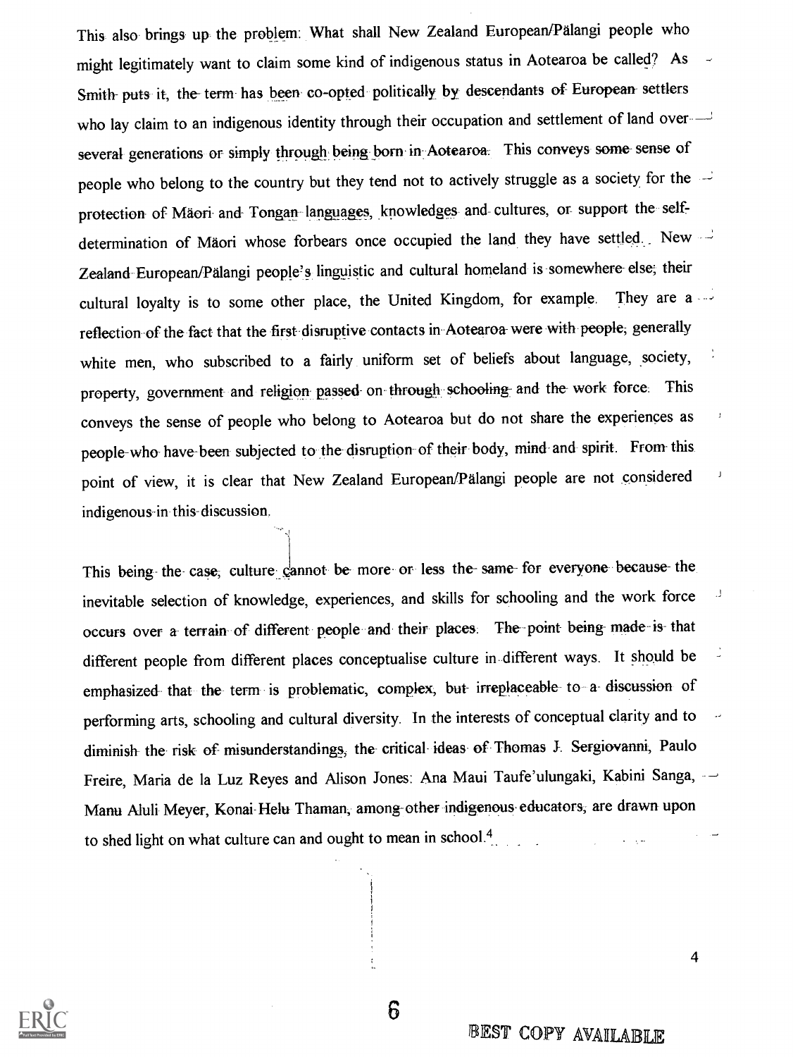This also brings up the problem: What shall New Zealand European/Pälangi people who might legitimately want to claim some kind of indigenous status in Aotearoa be called? As Smith puts it, the term has been co-opted politically by descendants of European settlers who lay claim to an indigenous identity through their occupation and settlement of land over several generations or simply through being born in Aotearoa. This conveys some sense of people who belong to the country but they tend not to actively struggle as a society for the protection of Mäori and Tongan languages, knowledges and cultures, or support the self-determination of Mäori whose forbears once occupied the land they have settled. New Zealand European/Pälangi people's linguistic and cultural homeland is somewhere else; their cultural loyalty is to some other place, the United Kingdom, for example. They are a reflection of the fact that the first disruptive contacts in Aotearoa were with people, generally white men, who subscribed to a fairly uniform set of beliefs about language, society, property, government and religion passed on through schooling and the work force. This conveys the sense of people who belong to Aotearoa but do not share the experiences as people who have been subjected to the disruption of their body, mind and spirit. From this point of view, it is clear that New Zealand European/Pälangi people are not considered indigenous in this discussion.

This being the case, culture cannot be more or less the same for everyone because the inevitable selection of knowledge, experiences, and skills for schooling and the work force occurs over a terrain of different people and their places. The point being made is that different people from different places conceptualise culture in different ways. It should be emphasized that the term is problematic, complex, but irreplaceable to a discussion of performing arts, schooling and cultural diversity. In the interests of conceptual clarity and to diminish the risk of misunderstandings, the critical ideas of Thomas J. Sergiovanni, Paulo Freire, Maria de la Luz Reyes and Alison Jones: Ana Maui Taufe'ulungaki, Kabini Sanga, Manu Aluli Meyer, Konai Helu Thaman, among other indigenous educators, are drawn upon to shed light on what culture can and ought to mean in school.[4]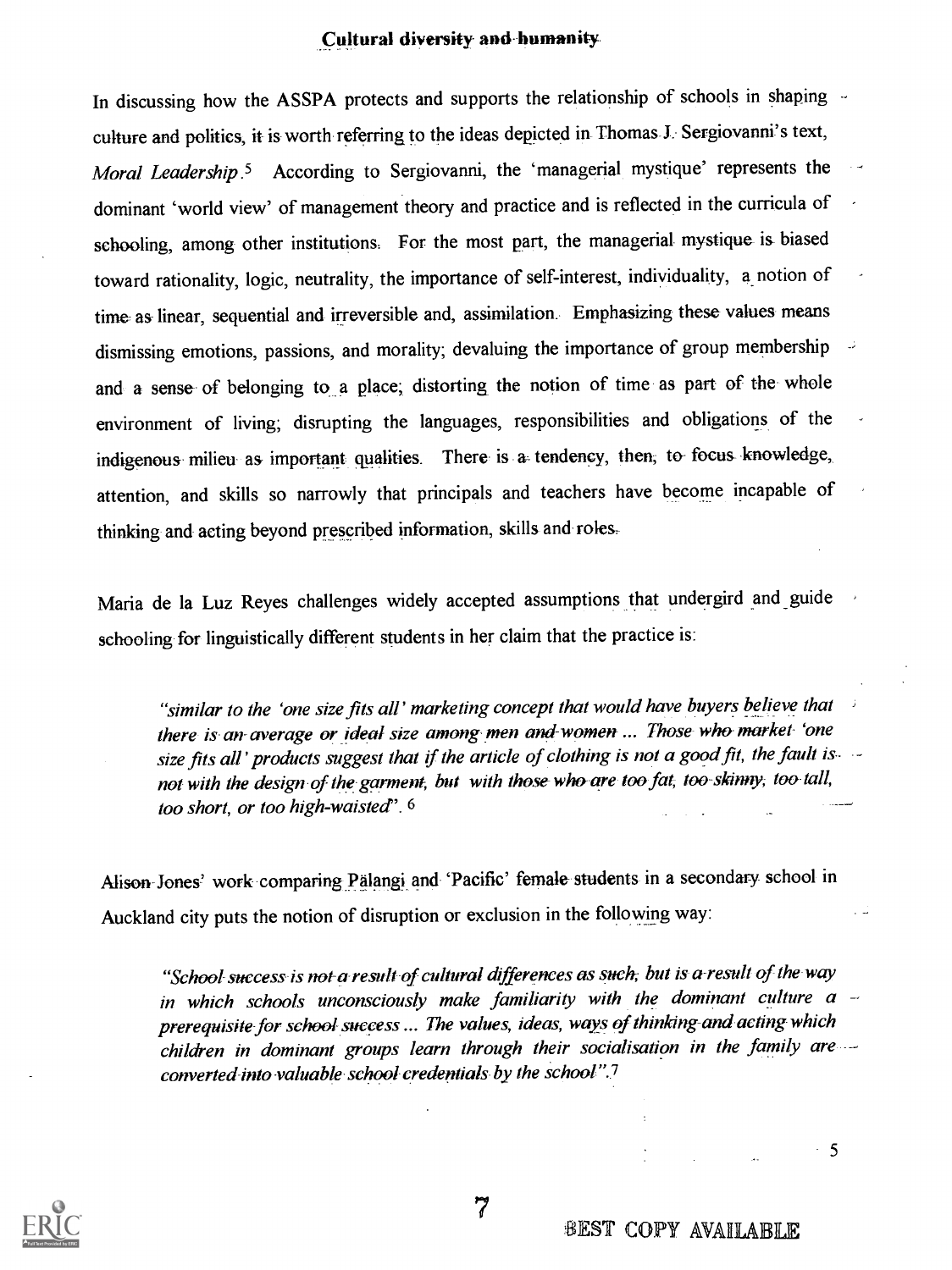## Cultural diversity and humanity

In discussing how the ASSPA protects and supports the relationship of schools in shaping culture and politics, it is worth referring to the ideas depicted in Thomas J. Sergiovanni's text, *Moral Leadership*.[5] According to Sergiovanni, the 'managerial mystique' represents the dominant 'world view' of management theory and practice and is reflected in the curricula of schooling, among other institutions. For the most part, the managerial mystique is biased toward rationality, logic, neutrality, the importance of self-interest, individuality, a notion of time as linear, sequential and irreversible and, assimilation. Emphasizing these values means dismissing emotions, passions, and morality; devaluing the importance of group membership and a sense of belonging to a place; distorting the notion of time as part of the whole environment of living; disrupting the languages, responsibilities and obligations of the indigenous milieu as important qualities. There is a tendency, then, to focus knowledge, attention, and skills so narrowly that principals and teachers have become incapable of thinking and acting beyond prescribed information, skills and roles.

Maria de la Luz Reyes challenges widely accepted assumptions that undergird and guide schooling for linguistically different students in her claim that the practice is:

> *"similar to the 'one size fits all' marketing concept that would have buyers believe that there is an average or ideal size among men and women ... Those who market 'one size fits all' products suggest that if the article of clothing is not a good fit, the fault is not with the design of the garment, but with those who are too fat, too skinny, too tall, too short, or too high-waisted".* [6]

Alison Jones' work comparing Pälangi and 'Pacific' female students in a secondary school in Auckland city puts the notion of disruption or exclusion in the following way:

> *"School success is not a result of cultural differences as such, but is a result of the way in which schools unconsciously make familiarity with the dominant culture a prerequisite for school success ... The values, ideas, ways of thinking and acting which children in dominant groups learn through their socialisation in the family are converted into valuable school credentials by the school".*[7]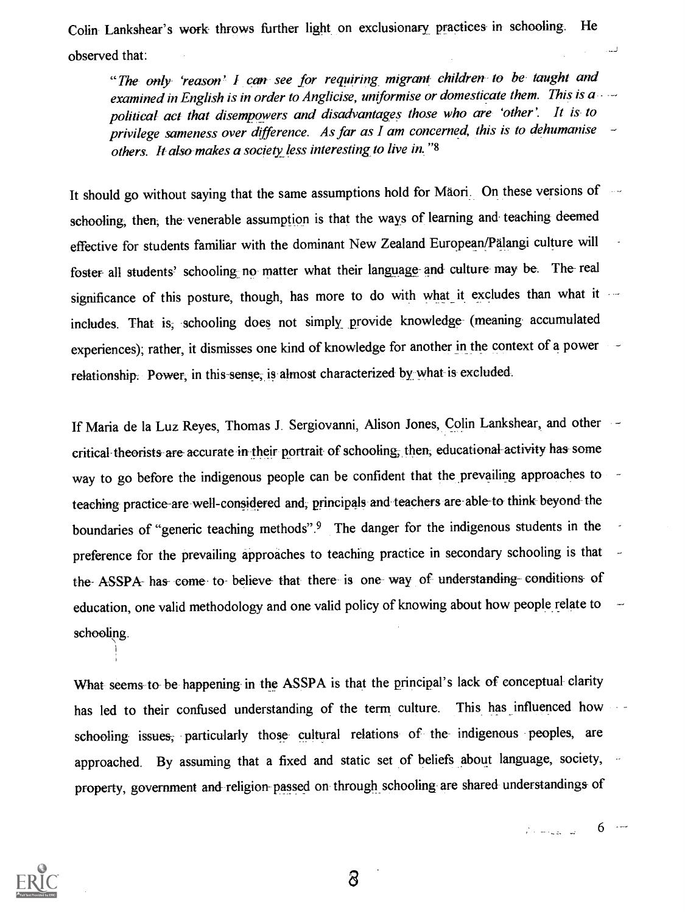Colin Lankshear's work throws further light on exclusionary practices in schooling. He observed that:

> *"The only 'reason' I can see for requiring migrant children to be taught and examined in English is in order to Anglicise, uniformise or domesticate them. This is a political act that disempowers and disadvantages those who are 'other'. It is to privilege sameness over difference. As far as I am concerned, this is to dehumanise others. It also makes a society less interesting to live in."*[8]

It should go without saying that the same assumptions hold for Māori. On these versions of schooling, then, the venerable assumption is that the ways of learning and teaching deemed effective for students familiar with the dominant New Zealand European/Pālangi culture will foster all students' schooling no matter what their language and culture may be. The real significance of this posture, though, has more to do with what it excludes than what it includes. That is, schooling does not simply provide knowledge (meaning accumulated experiences); rather, it dismisses one kind of knowledge for another in the context of a power relationship. Power, in this sense, is almost characterized by what is excluded.

If Maria de la Luz Reyes, Thomas J. Sergiovanni, Alison Jones, Colin Lankshear, and other critical theorists are accurate in their portrait of schooling, then, educational activity has some way to go before the indigenous people can be confident that the prevailing approaches to teaching practice are well-considered and, principals and teachers are able to think beyond the boundaries of "generic teaching methods".[9] The danger for the indigenous students in the preference for the prevailing approaches to teaching practice in secondary schooling is that the ASSPA has come to believe that there is one way of understanding conditions of education, one valid methodology and one valid policy of knowing about how people relate to schooling.

What seems to be happening in the ASSPA is that the principal's lack of conceptual clarity has led to their confused understanding of the term culture. This has influenced how schooling issues, particularly those cultural relations of the indigenous peoples, are approached. By assuming that a fixed and static set of beliefs about language, society, property, government and religion passed on through schooling are shared understandings of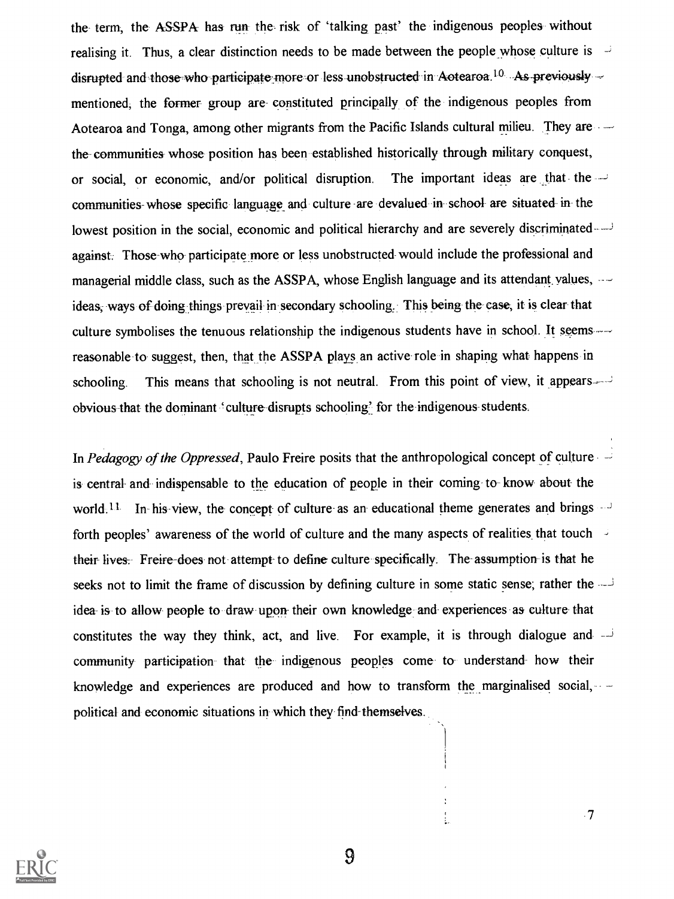the term, the ASSPA has run the risk of 'talking past' the indigenous peoples without realising it. Thus, a clear distinction needs to be made between the people whose culture is disrupted and those who participate more or less unobstructed in Aotearoa.[10] As previously mentioned, the former group are constituted principally of the indigenous peoples from Aotearoa and Tonga, among other migrants from the Pacific Islands cultural milieu. They are the communities whose position has been established historically through military conquest, or social, or economic, and/or political disruption. The important ideas are that the communities whose specific language and culture are devalued in school are situated in the lowest position in the social, economic and political hierarchy and are severely discriminated against. Those who participate more or less unobstructed would include the professional and managerial middle class, such as the ASSPA, whose English language and its attendant values, ideas, ways of doing things prevail in secondary schooling. This being the case, it is clear that culture symbolises the tenuous relationship the indigenous students have in school. It seems reasonable to suggest, then, that the ASSPA plays an active role in shaping what happens in schooling. This means that schooling is not neutral. From this point of view, it appears obvious that the dominant 'culture disrupts schooling' for the indigenous students.

In *Pedagogy of the Oppressed*, Paulo Freire posits that the anthropological concept of culture is central and indispensable to the education of people in their coming to know about the world.[11] In his view, the concept of culture as an educational theme generates and brings forth peoples' awareness of the world of culture and the many aspects of realities that touch their lives. Freire does not attempt to define culture specifically. The assumption is that he seeks not to limit the frame of discussion by defining culture in some static sense; rather the idea is to allow people to draw upon their own knowledge and experiences as culture that constitutes the way they think, act, and live. For example, it is through dialogue and community participation that the indigenous peoples come to understand how their knowledge and experiences are produced and how to transform the marginalised social, political and economic situations in which they find themselves.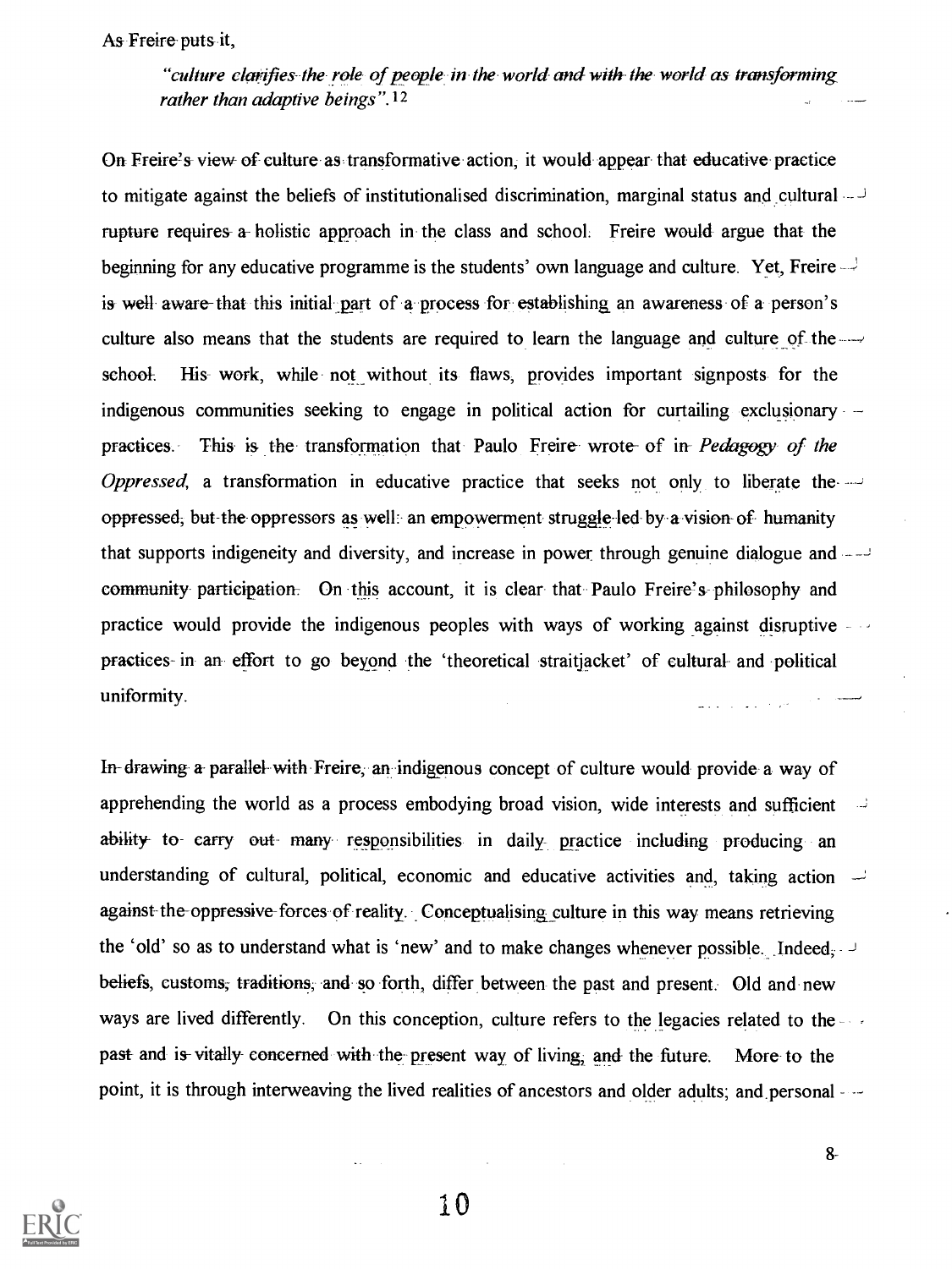As Freire puts it,

> *"culture clarifies the role of people in the world and with the world as transforming rather than adaptive beings".*[12]

On Freire's view of culture as transformative action, it would appear that educative practice to mitigate against the beliefs of institutionalised discrimination, marginal status and cultural rupture requires a holistic approach in the class and school. Freire would argue that the beginning for any educative programme is the students' own language and culture. Yet, Freire is well aware that this initial part of a process for establishing an awareness of a person's culture also means that the students are required to learn the language and culture of the school. His work, while not without its flaws, provides important signposts for the indigenous communities seeking to engage in political action for curtailing exclusionary practices. This is the transformation that Paulo Freire wrote of in *Pedagogy of the Oppressed*, a transformation in educative practice that seeks not only to liberate the oppressed, but the oppressors as well: an empowerment struggle led by a vision of humanity that supports indigeneity and diversity, and increase in power through genuine dialogue and community participation. On this account, it is clear that Paulo Freire's philosophy and practice would provide the indigenous peoples with ways of working against disruptive practices in an effort to go beyond the 'theoretical straitjacket' of cultural and political uniformity.

In drawing a parallel with Freire, an indigenous concept of culture would provide a way of apprehending the world as a process embodying broad vision, wide interests and sufficient ability to carry out many responsibilities in daily practice including producing an understanding of cultural, political, economic and educative activities and, taking action against the oppressive forces of reality. Conceptualising culture in this way means retrieving the 'old' so as to understand what is 'new' and to make changes whenever possible. Indeed, beliefs, customs, traditions, and so forth, differ between the past and present. Old and new ways are lived differently. On this conception, culture refers to the legacies related to the past and is vitally concerned with the present way of living, and the future. More to the point, it is through interweaving the lived realities of ancestors and older adults; and personal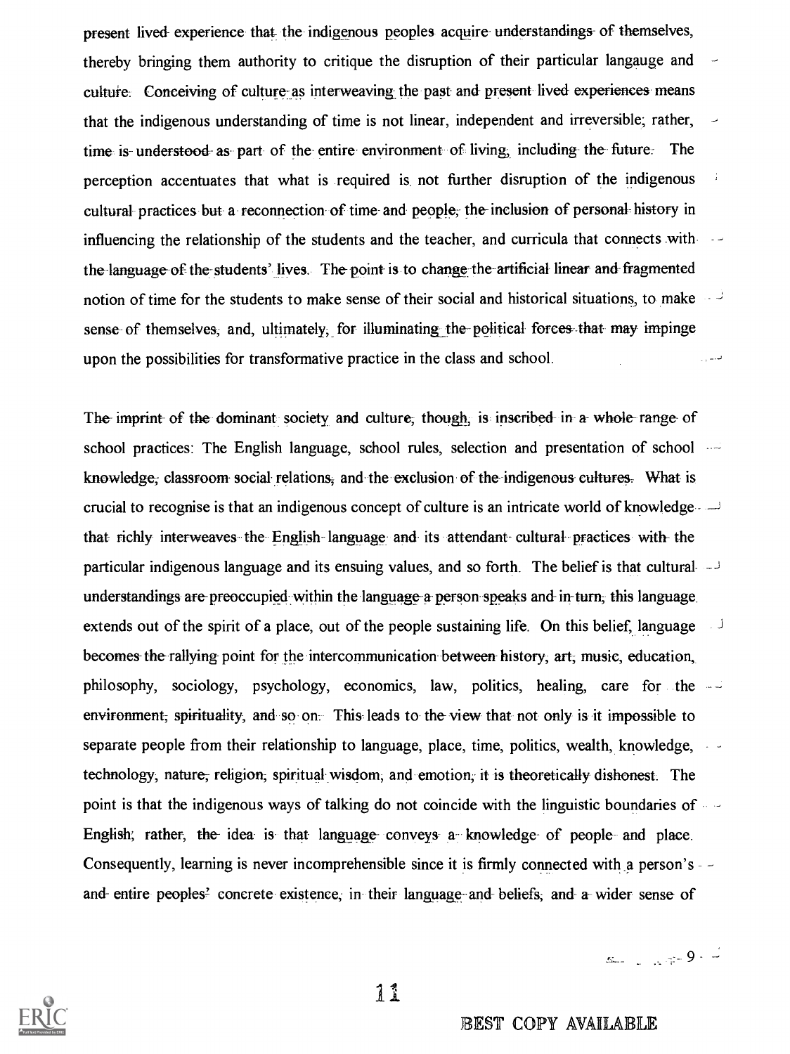present lived experience that the indigenous peoples acquire understandings of themselves, thereby bringing them authority to critique the disruption of their particular langauge and culture. Conceiving of culture as interweaving the past and present lived experiences means that the indigenous understanding of time is not linear, independent and irreversible; rather, time is understood as part of the entire environment of living, including the future. The perception accentuates that what is required is not further disruption of the indigenous cultural practices but a reconnection of time and people, the inclusion of personal history in influencing the relationship of the students and the teacher, and curricula that connects with the language of the students' lives. The point is to change the artificial linear and fragmented notion of time for the students to make sense of their social and historical situations, to make sense of themselves, and, ultimately, for illuminating the political forces that may impinge upon the possibilities for transformative practice in the class and school.

The imprint of the dominant society and culture, though, is inscribed in a whole range of school practices: The English language, school rules, selection and presentation of school knowledge, classroom social relations, and the exclusion of the indigenous cultures. What is crucial to recognise is that an indigenous concept of culture is an intricate world of knowledge that richly interweaves the English language and its attendant cultural practices with the particular indigenous language and its ensuing values, and so forth. The belief is that cultural understandings are preoccupied within the language a person speaks and in turn, this language extends out of the spirit of a place, out of the people sustaining life. On this belief, language becomes the rallying point for the intercommunication between history, art, music, education, philosophy, sociology, psychology, economics, law, politics, healing, care for the environment, spirituality, and so on. This leads to the view that not only is it impossible to separate people from their relationship to language, place, time, politics, wealth, knowledge, technology, nature, religion, spiritual wisdom, and emotion, it is theoretically dishonest. The point is that the indigenous ways of talking do not coincide with the linguistic boundaries of English; rather, the idea is that language conveys a knowledge of people and place. Consequently, learning is never incomprehensible since it is firmly connected with a person's and entire peoples[2] concrete existence, in their language and beliefs, and a wider sense of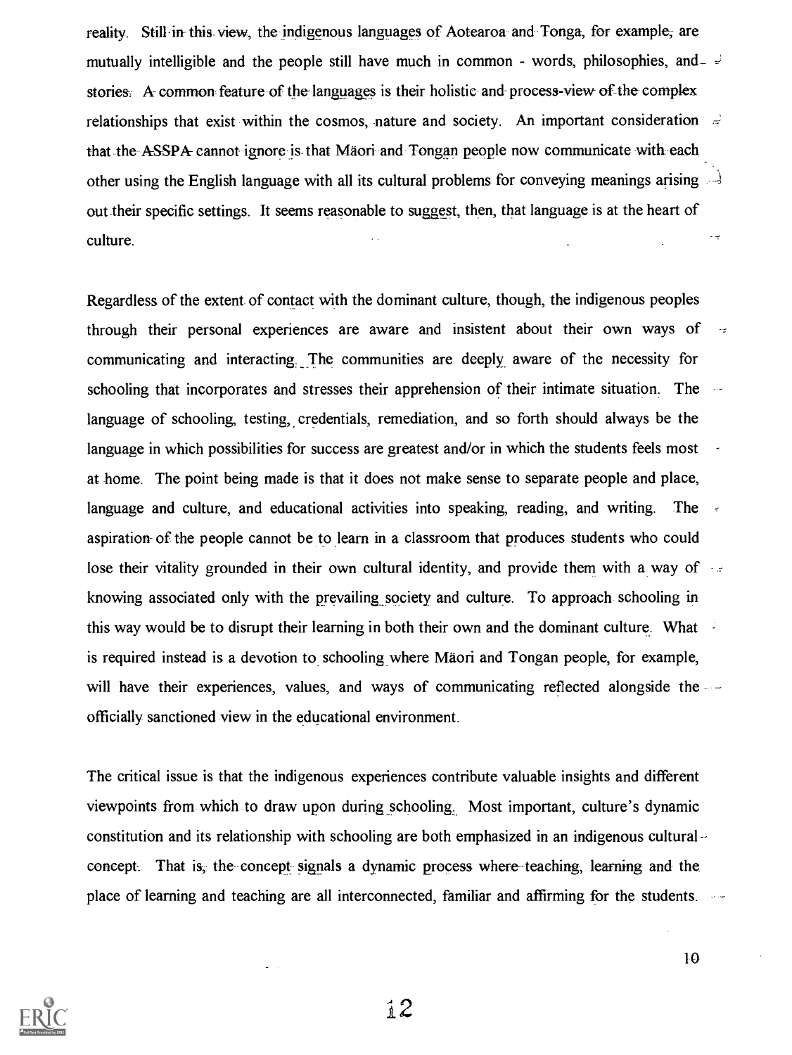reality. Still in this view, the indigenous languages of Aotearoa and Tonga, for example, are mutually intelligible and the people still have much in common - words, philosophies, and stories. A common feature of the languages is their holistic and process-view of the complex relationships that exist within the cosmos, nature and society. An important consideration that the ASSPA cannot ignore is that Māori and Tongan people now communicate with each other using the English language with all its cultural problems for conveying meanings arising out their specific settings. It seems reasonable to suggest, then, that language is at the heart of culture.

Regardless of the extent of contact with the dominant culture, though, the indigenous peoples through their personal experiences are aware and insistent about their own ways of communicating and interacting. The communities are deeply aware of the necessity for schooling that incorporates and stresses their apprehension of their intimate situation. The language of schooling, testing, credentials, remediation, and so forth should always be the language in which possibilities for success are greatest and/or in which the students feels most at home. The point being made is that it does not make sense to separate people and place, language and culture, and educational activities into speaking, reading, and writing. The aspiration of the people cannot be to learn in a classroom that produces students who could lose their vitality grounded in their own cultural identity, and provide them with a way of knowing associated only with the prevailing society and culture. To approach schooling in this way would be to disrupt their learning in both their own and the dominant culture. What is required instead is a devotion to schooling where Māori and Tongan people, for example, will have their experiences, values, and ways of communicating reflected alongside the officially sanctioned view in the educational environment.

The critical issue is that the indigenous experiences contribute valuable insights and different viewpoints from which to draw upon during schooling. Most important, culture's dynamic constitution and its relationship with schooling are both emphasized in an indigenous cultural concept. That is, the concept signals a dynamic process where teaching, learning and the place of learning and teaching are all interconnected, familiar and affirming for the students.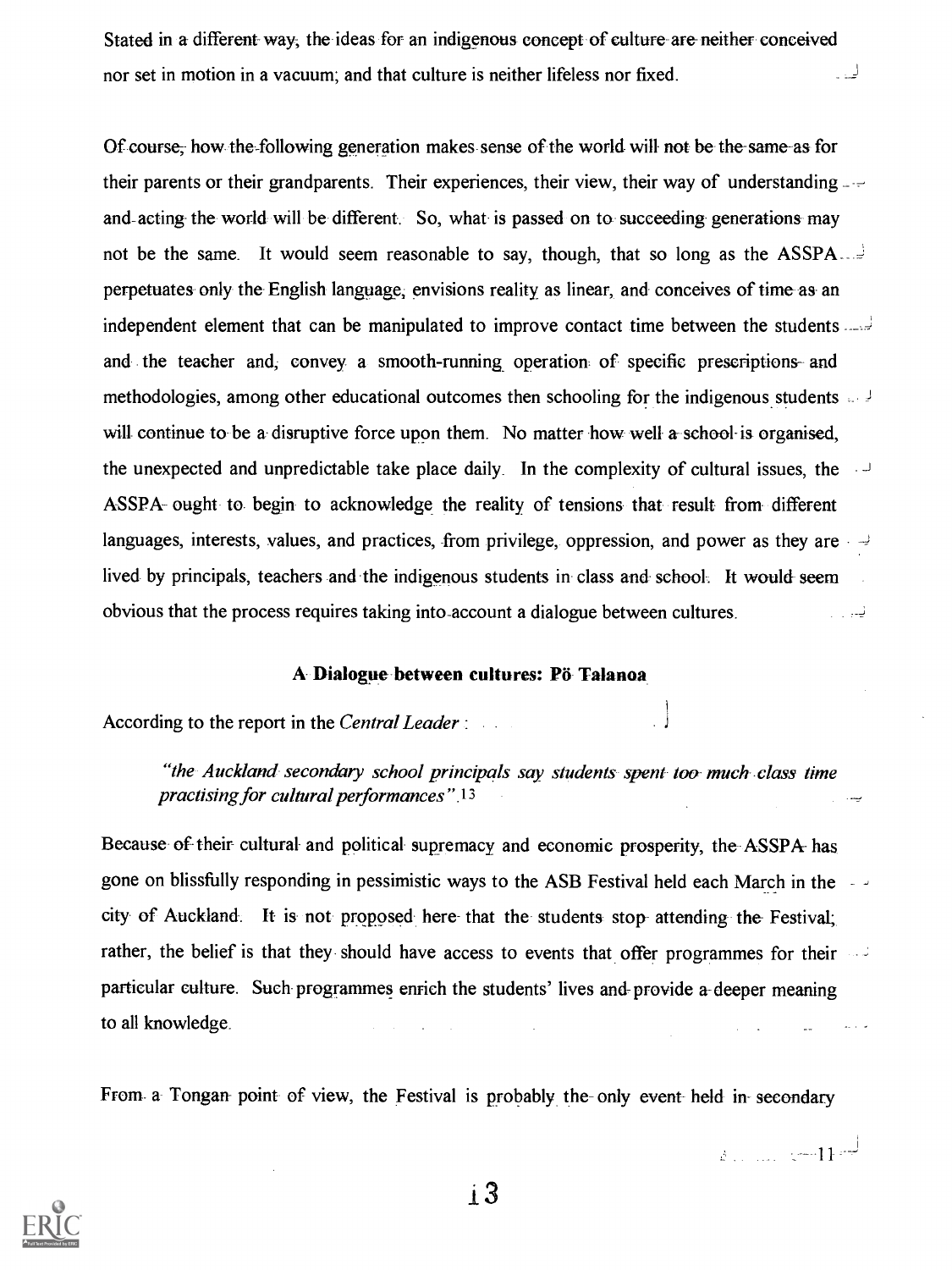Stated in a different way, the ideas for an indigenous concept of culture are neither conceived nor set in motion in a vacuum; and that culture is neither lifeless nor fixed.

Of course, how the following generation makes sense of the world will not be the same as for their parents or their grandparents. Their experiences, their view, their way of understanding and acting the world will be different. So, what is passed on to succeeding generations may not be the same. It would seem reasonable to say, though, that so long as the ASSPA perpetuates only the English language, envisions reality as linear, and conceives of time as an independent element that can be manipulated to improve contact time between the students and the teacher and, convey a smooth-running operation of specific prescriptions and methodologies, among other educational outcomes then schooling for the indigenous students will continue to be a disruptive force upon them. No matter how well a school is organised, the unexpected and unpredictable take place daily. In the complexity of cultural issues, the ASSPA ought to begin to acknowledge the reality of tensions that result from different languages, interests, values, and practices, from privilege, oppression, and power as they are lived by principals, teachers and the indigenous students in class and school. It would seem obvious that the process requires taking into account a dialogue between cultures.

### A Dialogue between cultures: Pö Talanoa

According to the report in the *Central Leader* :

> *"the Auckland secondary school principals say students spent too much class time practising for cultural performances".*[13]

Because of their cultural and political supremacy and economic prosperity, the ASSPA has gone on blissfully responding in pessimistic ways to the ASB Festival held each March in the city of Auckland. It is not proposed here that the students stop attending the Festival; rather, the belief is that they should have access to events that offer programmes for their particular culture. Such programmes enrich the students' lives and provide a deeper meaning to all knowledge.

From a Tongan point of view, the Festival is probably the only event held in secondary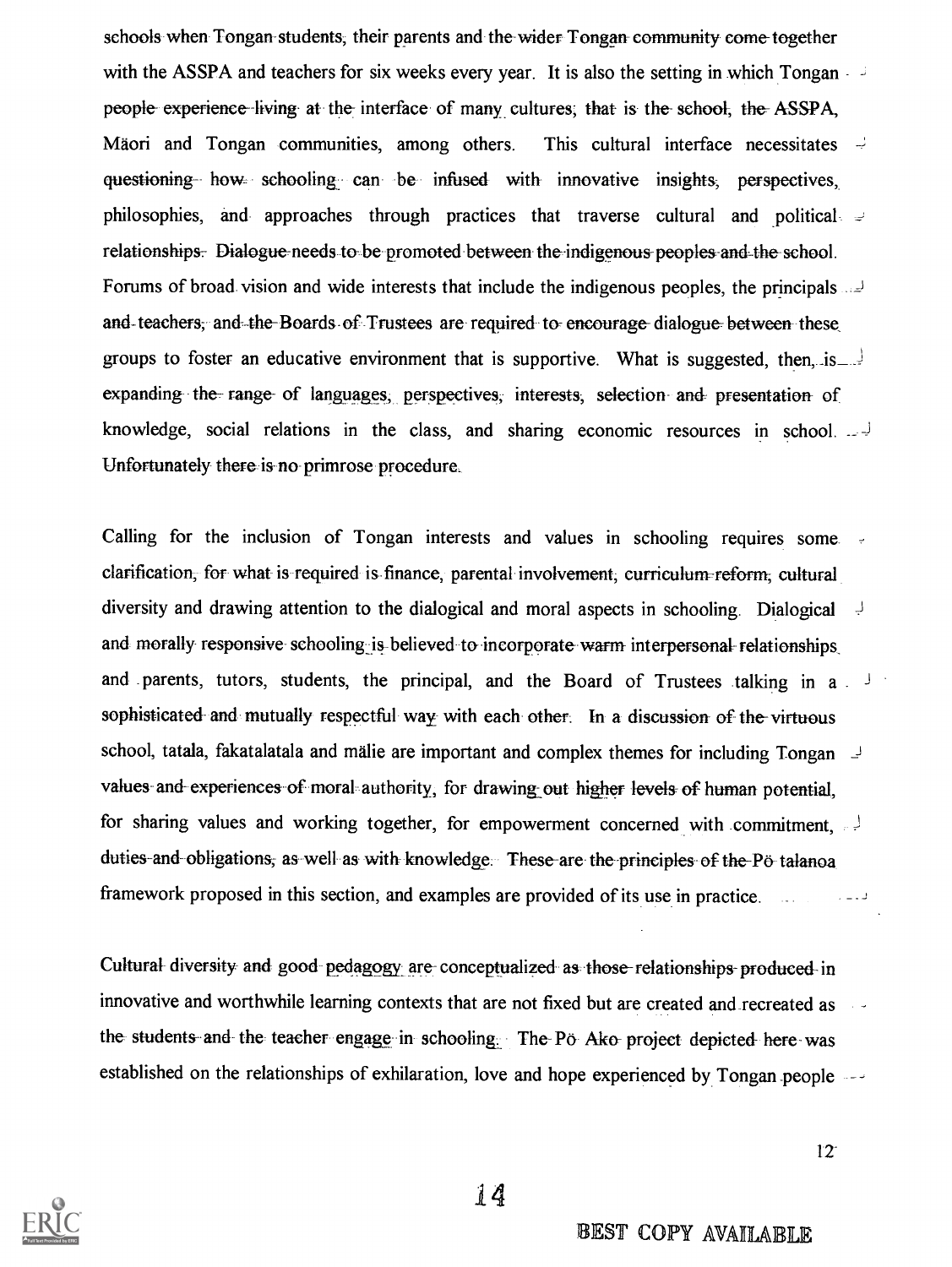schools when Tongan students, their parents and the wider Tongan community come together with the ASSPA and teachers for six weeks every year. It is also the setting in which Tongan people experience living at the interface of many cultures; that is the school, the ASSPA, Māori and Tongan communities, among others. This cultural interface necessitates questioning how schooling can be infused with innovative insights, perspectives, philosophies, and approaches through practices that traverse cultural and political relationships. Dialogue needs to be promoted between the indigenous peoples and the school. Forums of broad vision and wide interests that include the indigenous peoples, the principals and teachers, and the Boards of Trustees are required to encourage dialogue between these groups to foster an educative environment that is supportive. What is suggested, then, is expanding the range of languages, perspectives, interests, selection and presentation of knowledge, social relations in the class, and sharing economic resources in school. Unfortunately there is no primrose procedure.

Calling for the inclusion of Tongan interests and values in schooling requires some clarification, for what is required is finance, parental involvement, curriculum reform, cultural diversity and drawing attention to the dialogical and moral aspects in schooling. Dialogical and morally responsive schooling is believed to incorporate warm interpersonal relationships and parents, tutors, students, the principal, and the Board of Trustees talking in a sophisticated and mutually respectful way with each other. In a discussion of the virtuous school, tatala, fakatalatala and mālie are important and complex themes for including Tongan values and experiences of moral authority, for drawing out higher levels of human potential, for sharing values and working together, for empowerment concerned with commitment, duties and obligations, as well as with knowledge. These are the principles of the Pō talanoa framework proposed in this section, and examples are provided of its use in practice.

Cultural diversity and good pedagogy are conceptualized as those relationships produced in innovative and worthwhile learning contexts that are not fixed but are created and recreated as the students and the teacher engage in schooling. The Pō Ako project depicted here was established on the relationships of exhilaration, love and hope experienced by Tongan people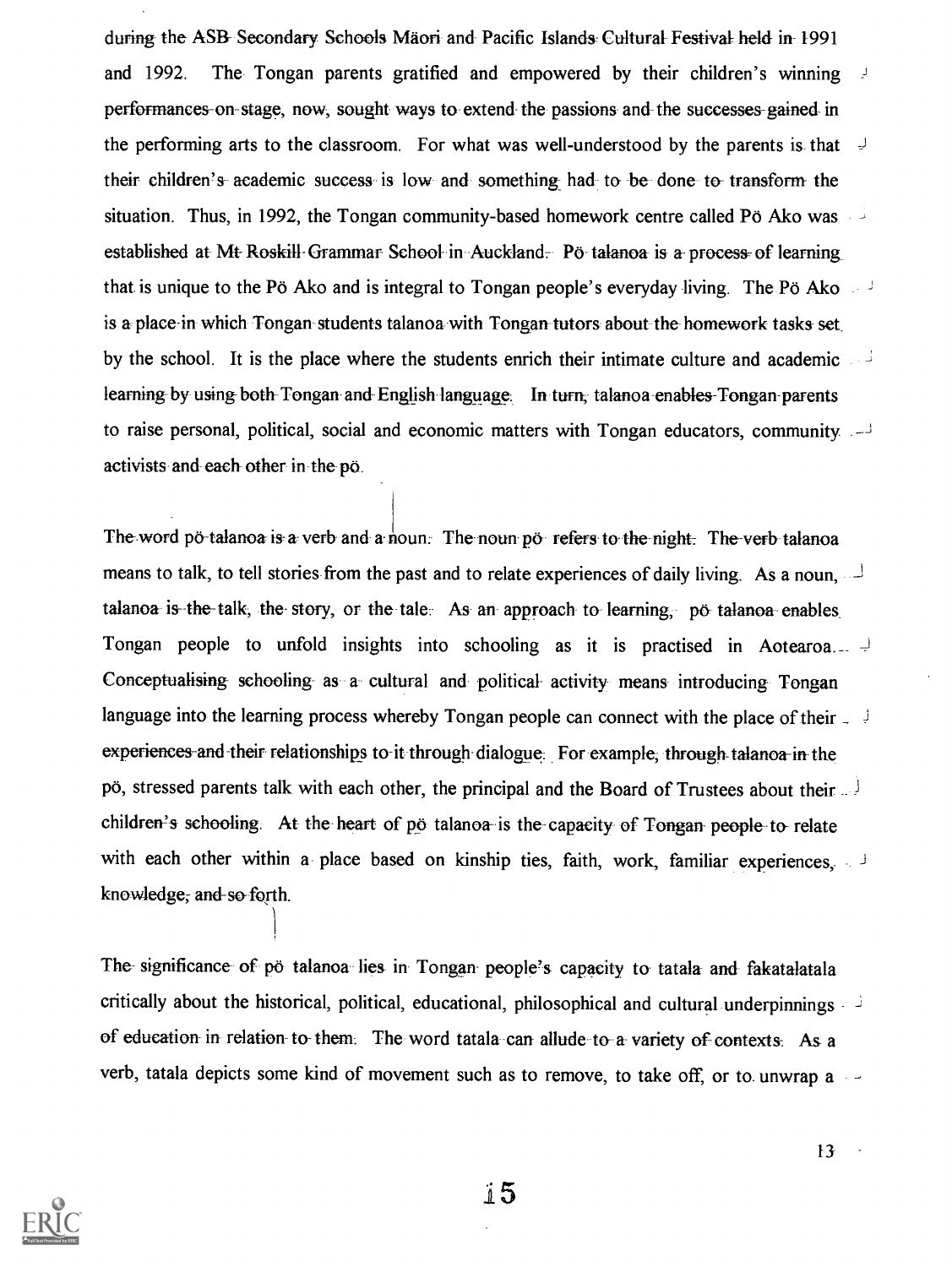during the ASB Secondary Schools Mäori and Pacific Islands Cultural Festival held in 1991 and 1992. The Tongan parents gratified and empowered by their children's winning performances on stage, now, sought ways to extend the passions and the successes gained in the performing arts to the classroom. For what was well-understood by the parents is that their children's academic success is low and something had to be done to transform the situation. Thus, in 1992, the Tongan community-based homework centre called Pö Ako was established at Mt Roskill Grammar School in Auckland. Pö talanoa is a process of learning that is unique to the Pö Ako and is integral to Tongan people's everyday living. The Pö Ako is a place in which Tongan students talanoa with Tongan tutors about the homework tasks set by the school. It is the place where the students enrich their intimate culture and academic learning by using both Tongan and English language. In turn, talanoa enables Tongan parents to raise personal, political, social and economic matters with Tongan educators, community activists and each other in the pö.

The word pö talanoa is a verb and a noun. The noun pö refers to the night. The verb talanoa means to talk, to tell stories from the past and to relate experiences of daily living. As a noun, talanoa is the talk, the story, or the tale. As an approach to learning, pö talanoa enables Tongan people to unfold insights into schooling as it is practised in Aotearoa. Conceptualising schooling as a cultural and political activity means introducing Tongan language into the learning process whereby Tongan people can connect with the place of their experiences and their relationships to it through dialogue. For example, through talanoa in the pö, stressed parents talk with each other, the principal and the Board of Trustees about their children's schooling. At the heart of pö talanoa is the capacity of Tongan people to relate with each other within a place based on kinship ties, faith, work, familiar experiences, knowledge, and so forth.

The significance of pö talanoa lies in Tongan people's capacity to tatala and fakatalatala critically about the historical, political, educational, philosophical and cultural underpinnings of education in relation to them. The word tatala can allude to a variety of contexts. As a verb, tatala depicts some kind of movement such as to remove, to take off, or to unwrap a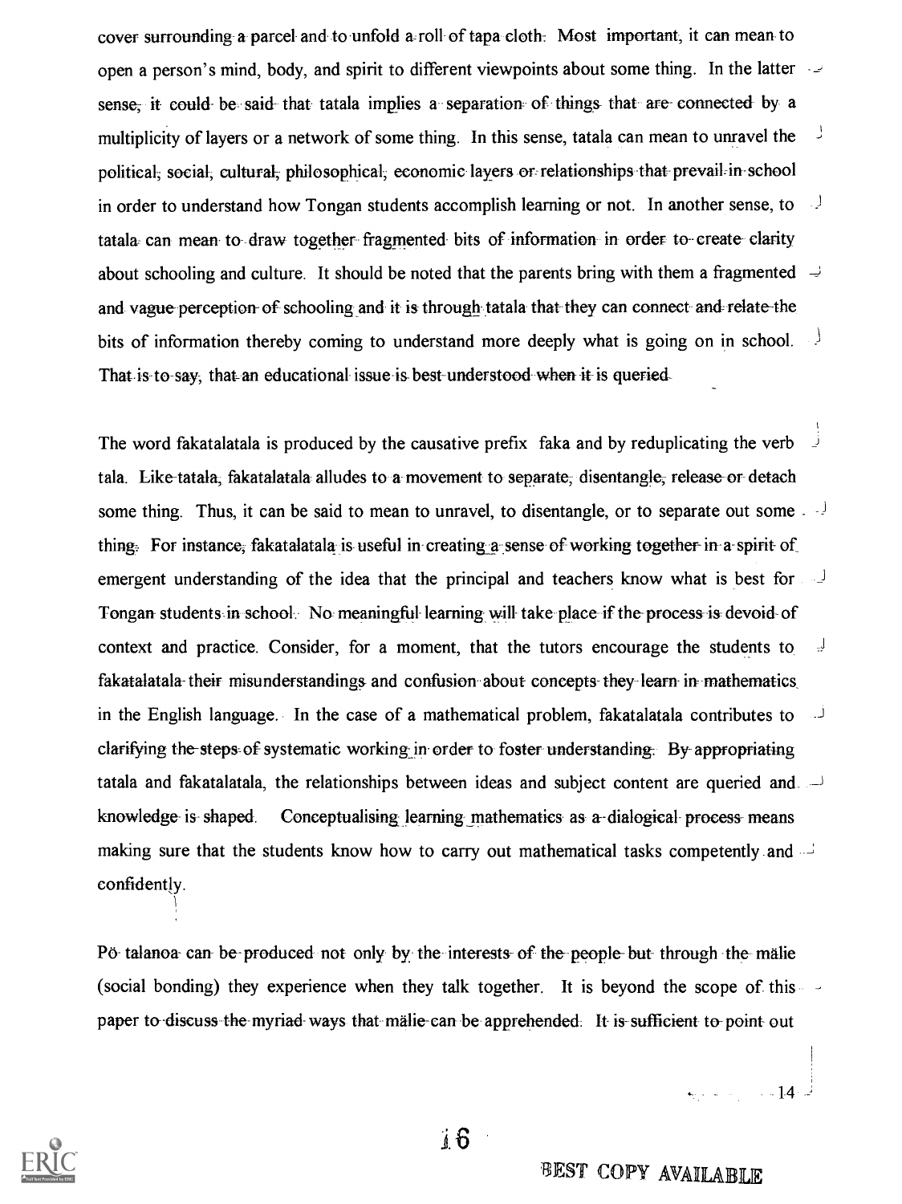cover surrounding a parcel and to unfold a roll of tapa cloth. Most important, it can mean to open a person's mind, body, and spirit to different viewpoints about some thing. In the latter sense, it could be said that tatala implies a separation of things that are connected by a multiplicity of layers or a network of some thing. In this sense, tatala can mean to unravel the political, social, cultural, philosophical, economic layers or relationships that prevail in school in order to understand how Tongan students accomplish learning or not. In another sense, to tatala can mean to draw together fragmented bits of information in order to create clarity about schooling and culture. It should be noted that the parents bring with them a fragmented and vague perception of schooling and it is through tatala that they can connect and relate the bits of information thereby coming to understand more deeply what is going on in school. That is to say, that an educational issue is best understood when it is queried.

The word fakatalatala is produced by the causative prefix faka and by reduplicating the verb tala. Like tatala, fakatalatala alludes to a movement to separate, disentangle, release or detach some thing. Thus, it can be said to mean to unravel, to disentangle, or to separate out some thing. For instance, fakatalatala is useful in creating a sense of working together in a spirit of emergent understanding of the idea that the principal and teachers know what is best for Tongan students in school. No meaningful learning will take place if the process is devoid of context and practice. Consider, for a moment, that the tutors encourage the students to fakatalatala their misunderstandings and confusion about concepts they learn in mathematics in the English language. In the case of a mathematical problem, fakatalatala contributes to clarifying the steps of systematic working in order to foster understanding. By appropriating tatala and fakatalatala, the relationships between ideas and subject content are queried and knowledge is shaped. Conceptualising learning mathematics as a dialogical process means making sure that the students know how to carry out mathematical tasks competently and confidently.

Pō talanoa can be produced not only by the interests of the people but through the mālie (social bonding) they experience when they talk together. It is beyond the scope of this paper to discuss the myriad ways that mālie can be apprehended. It is sufficient to point out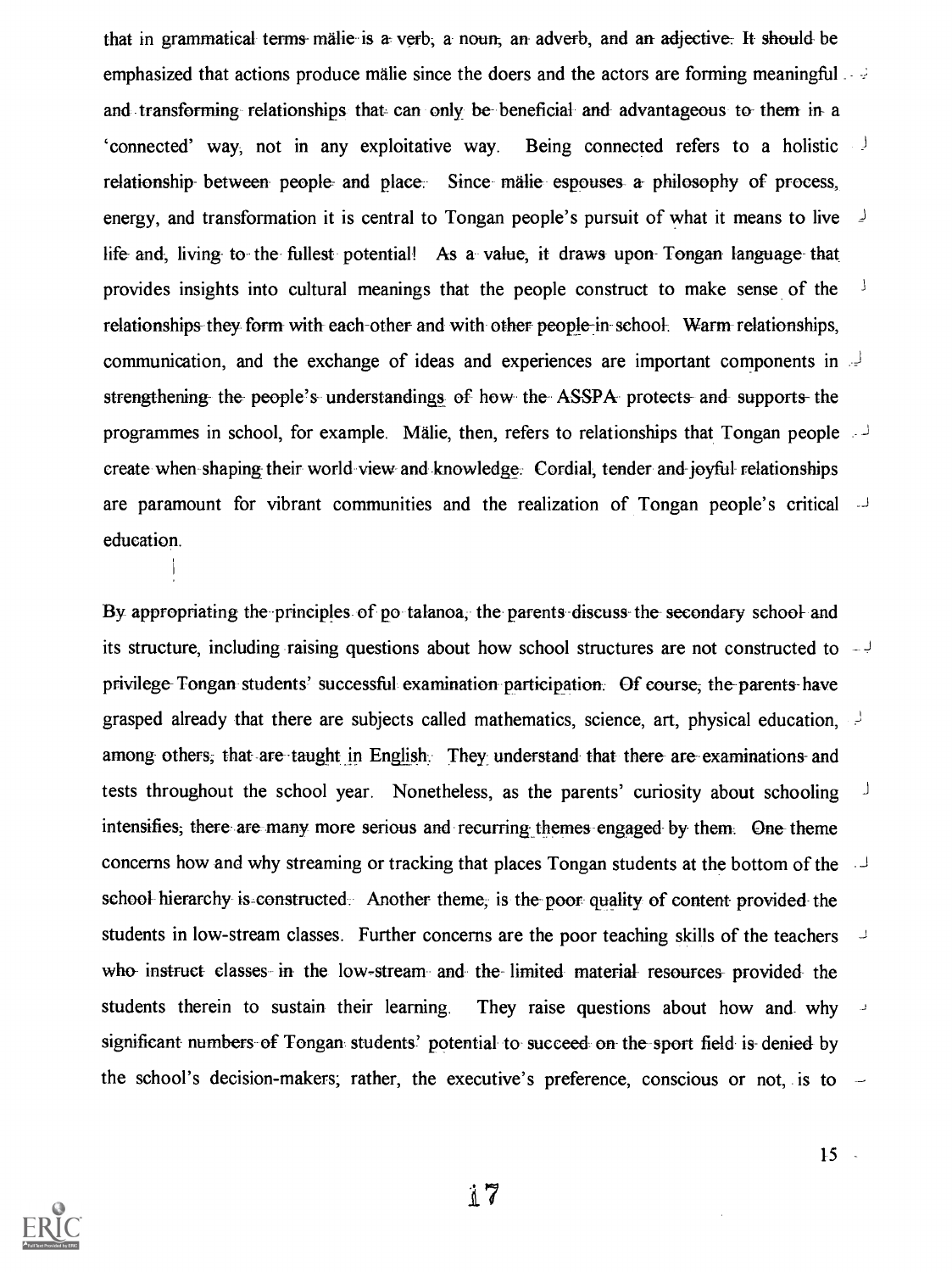that in grammatical terms mälie is a verb, a noun, an adverb, and an adjective. It should be emphasized that actions produce mälie since the doers and the actors are forming meaningful and transforming relationships that can only be beneficial and advantageous to them in a 'connected' way, not in any exploitative way. Being connected refers to a holistic relationship between people and place. Since mälie espouses a philosophy of process, energy, and transformation it is central to Tongan people's pursuit of what it means to live life and, living to the fullest potential! As a value, it draws upon Tongan language that provides insights into cultural meanings that the people construct to make sense of the relationships they form with each other and with other people in school. Warm relationships, communication, and the exchange of ideas and experiences are important components in strengthening the people's understandings of how the ASSPA protects and supports the programmes in school, for example. Mälie, then, refers to relationships that Tongan people create when shaping their world view and knowledge. Cordial, tender and joyful relationships are paramount for vibrant communities and the realization of Tongan people's critical education.

By appropriating the principles of po talanoa, the parents discuss the secondary school and its structure, including raising questions about how school structures are not constructed to privilege Tongan students' successful examination participation. Of course, the parents have grasped already that there are subjects called mathematics, science, art, physical education, among others, that are taught in English. They understand that there are examinations and tests throughout the school year. Nonetheless, as the parents' curiosity about schooling intensifies, there are many more serious and recurring themes engaged by them. One theme concerns how and why streaming or tracking that places Tongan students at the bottom of the school hierarchy is constructed. Another theme, is the poor quality of content provided the students in low-stream classes. Further concerns are the poor teaching skills of the teachers who instruct classes in the low-stream and the limited material resources provided the students therein to sustain their learning. They raise questions about how and why significant numbers of Tongan students' potential to succeed on the sport field is denied by the school's decision-makers; rather, the executive's preference, conscious or not, is to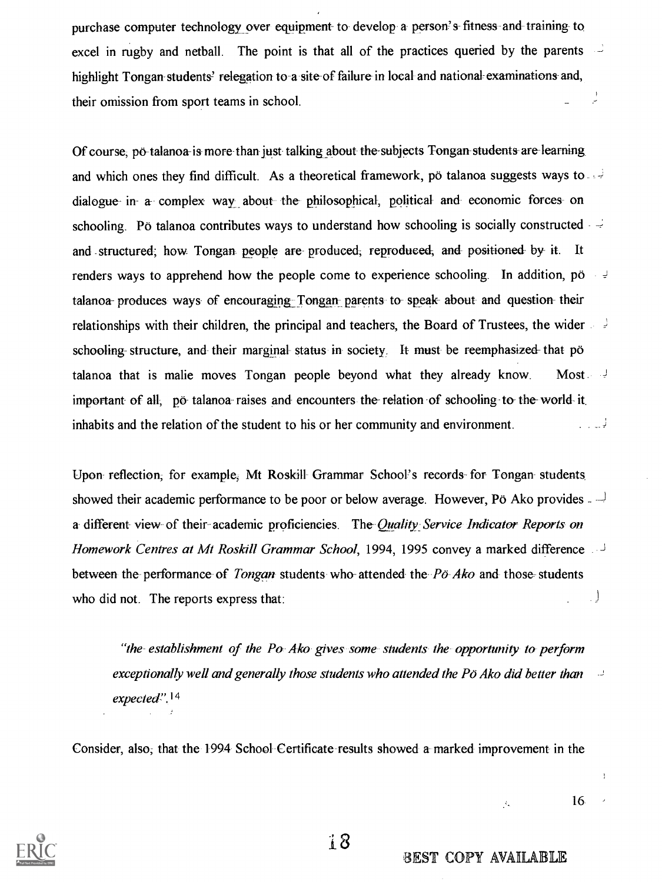purchase computer technology over equipment to develop a person's fitness and training to excel in rugby and netball. The point is that all of the practices queried by the parents highlight Tongan students' relegation to a site of failure in local and national examinations and, their omission from sport teams in school.

Of course, pö talanoa is more than just talking about the subjects Tongan students are learning and which ones they find difficult. As a theoretical framework, pö talanoa suggests ways to dialogue in a complex way about the philosophical, political and economic forces on schooling. Pö talanoa contributes ways to understand how schooling is socially constructed and structured; how Tongan people are produced, reproduced, and positioned by it. It renders ways to apprehend how the people come to experience schooling. In addition, pö talanoa produces ways of encouraging Tongan parents to speak about and question their relationships with their children, the principal and teachers, the Board of Trustees, the wider schooling structure, and their marginal status in society. It must be reemphasized that pö talanoa that is malie moves Tongan people beyond what they already know. Most important of all, pö talanoa raises and encounters the relation of schooling to the world it inhabits and the relation of the student to his or her community and environment.

Upon reflection, for example, Mt Roskill Grammar School's records for Tongan students showed their academic performance to be poor or below average. However, Pö Ako provides a different view of their academic proficiencies. The *Quality Service Indicator Reports on Homework Centres at Mt Roskill Grammar School*, 1994, 1995 convey a marked difference between the performance of *Tongan* students who attended the *Pö Ako* and those students who did not. The reports express that:

> *"the establishment of the Po Ako gives some students the opportunity to perform exceptionally well and generally those students who attended the Pö Ako did better than expected".*[14]

Consider, also, that the 1994 School Certificate results showed a marked improvement in the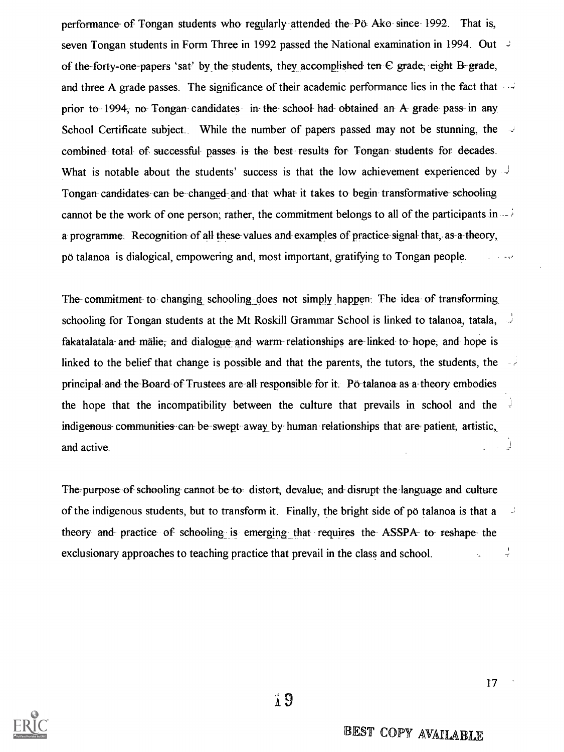performance of Tongan students who regularly attended the Pö Ako since 1992. That is, seven Tongan students in Form Three in 1992 passed the National examination in 1994. Out of the forty-one papers 'sat' by the students, they accomplished ten C grade, eight B grade, and three A grade passes. The significance of their academic performance lies in the fact that prior to 1994, no Tongan candidates in the school had obtained an A grade pass in any School Certificate subject.. While the number of papers passed may not be stunning, the combined total of successful passes is the best results for Tongan students for decades. What is notable about the students' success is that the low achievement experienced by Tongan candidates can be changed and that what it takes to begin transformative schooling cannot be the work of one person; rather, the commitment belongs to all of the participants in a programme. Recognition of all these values and examples of practice signal that, as a theory, pö talanoa is dialogical, empowering and, most important, gratifying to Tongan people.

The commitment to changing schooling does not simply happen. The idea of transforming schooling for Tongan students at the Mt Roskill Grammar School is linked to talanoa, tatala, fakatalatala and mälie, and dialogue and warm relationships are linked to hope, and hope is linked to the belief that change is possible and that the parents, the tutors, the students, the principal and the Board of Trustees are all responsible for it. Pö talanoa as a theory embodies the hope that the incompatibility between the culture that prevails in school and the indigenous communities can be swept away by human relationships that are patient, artistic, and active.

The purpose of schooling cannot be to distort, devalue, and disrupt the language and culture of the indigenous students, but to transform it. Finally, the bright side of pö talanoa is that a theory and practice of schooling is emerging that requires the ASSPA to reshape the exclusionary approaches to teaching practice that prevail in the class and school.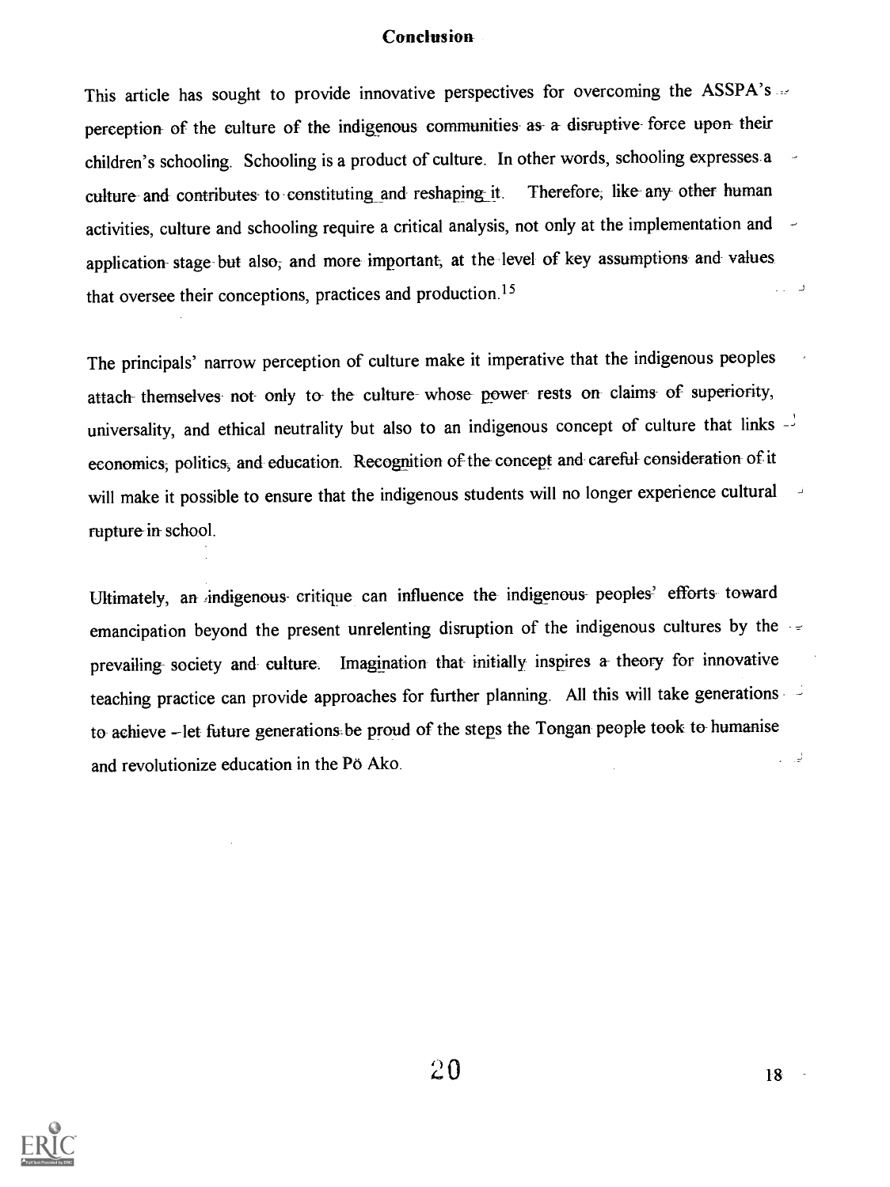## Conclusion

This article has sought to provide innovative perspectives for overcoming the ASSPA's perception of the culture of the indigenous communities as a disruptive force upon their children's schooling. Schooling is a product of culture. In other words, schooling expresses a culture and contributes to constituting and reshaping it. Therefore, like any other human activities, culture and schooling require a critical analysis, not only at the implementation and application stage but also, and more important, at the level of key assumptions and values that oversee their conceptions, practices and production.[15]

The principals' narrow perception of culture make it imperative that the indigenous peoples attach themselves not only to the culture whose power rests on claims of superiority, universality, and ethical neutrality but also to an indigenous concept of culture that links economics, politics, and education. Recognition of the concept and careful consideration of it will make it possible to ensure that the indigenous students will no longer experience cultural rupture in school.

Ultimately, an indigenous critique can influence the indigenous peoples' efforts toward emancipation beyond the present unrelenting disruption of the indigenous cultures by the prevailing society and culture. Imagination that initially inspires a theory for innovative teaching practice can provide approaches for further planning. All this will take generations to achieve – let future generations be proud of the steps the Tongan people took to humanise and revolutionize education in the Pö Ako.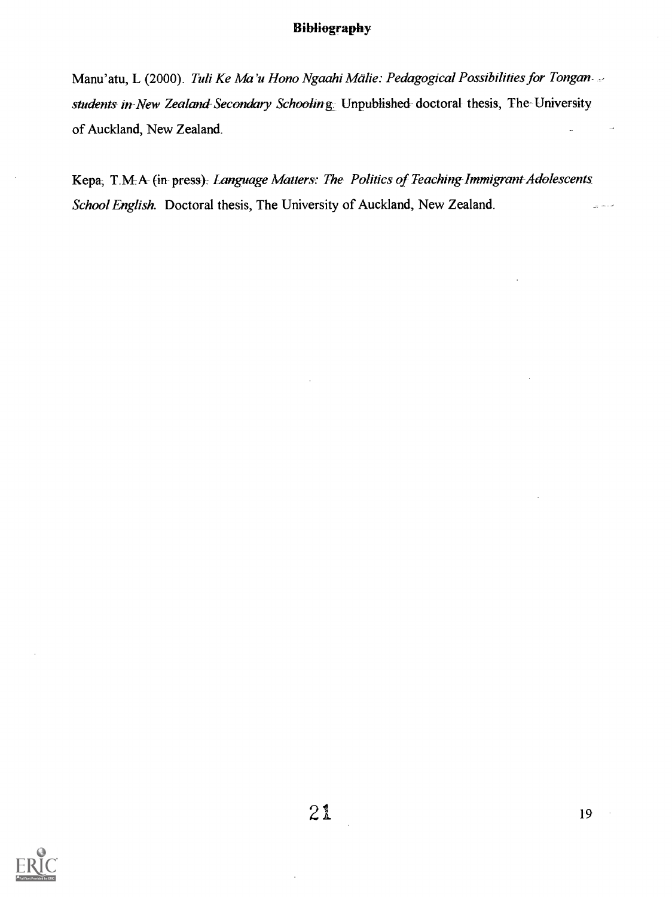**Bibliography**

Manu'atu, L (2000). *Tuli Ke Ma'u Hono Ngaahi Mälie: Pedagogical Possibilities for Tongan students in New Zealand Secondary Schooling.* Unpublished doctoral thesis, The University of Auckland, New Zealand.

Kepa, T.M.A (in press). *Language Matters: The Politics of Teaching Immigrant Adolescents School English.* Doctoral thesis, The University of Auckland, New Zealand.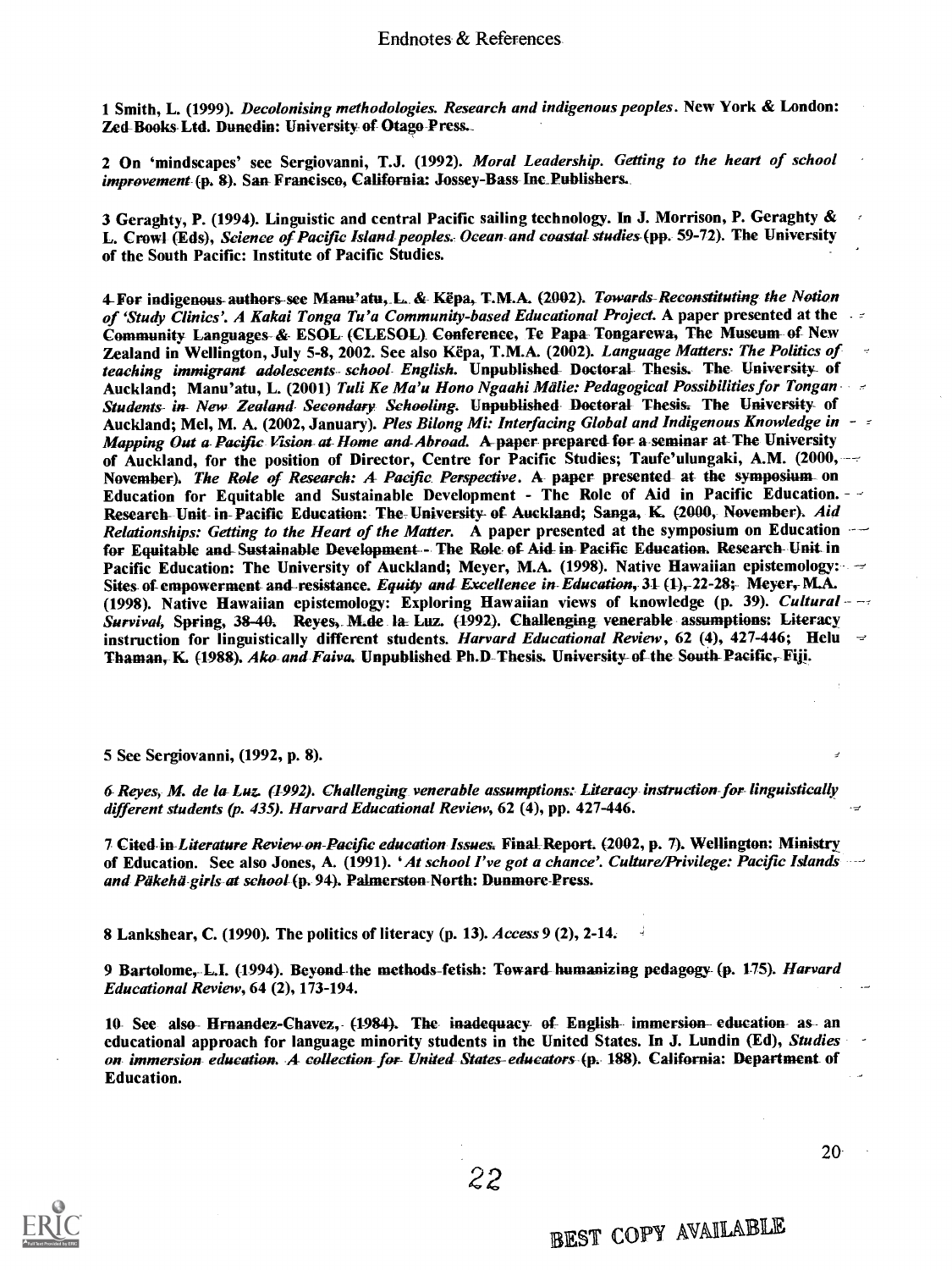## Endnotes & References

1 Smith, L. (1999). *Decolonising methodologies. Research and indigenous peoples*. New York & London: Zed Books Ltd. Dunedin: University of Otago Press.

2 On 'mindscapes' see Sergiovanni, T.J. (1992). *Moral Leadership. Getting to the heart of school improvement* (p. 8). San Francisco, California: Jossey-Bass Inc Publishers.

3 Geraghty, P. (1994). Linguistic and central Pacific sailing technology. In J. Morrison, P. Geraghty & L. Crowl (Eds), *Science of Pacific Island peoples. Ocean and coastal studies* (pp. 59-72). The University of the South Pacific: Institute of Pacific Studies.

4 For indigenous authors see Manu'atu, L. & Kēpa, T.M.A. (2002). *Towards Reconstituting the Notion of 'Study Clinics'. A Kakai Tonga Tu'a Community-based Educational Project*. A paper presented at the Community Languages & ESOL (CLESOL) Conference, Te Papa Tongarewa, The Museum of New Zealand in Wellington, July 5-8, 2002. See also Kēpa, T.M.A. (2002). *Language Matters: The Politics of teaching immigrant adolescents school English*. Unpublished Doctoral Thesis. The University of Auckland; Manu'atu, L. (2001) *Tuli Ke Ma'u Hono Ngaahi Mālie: Pedagogical Possibilities for Tongan Students in New Zealand Secondary Schooling*. Unpublished Doctoral Thesis. The University of Auckland; Mel, M. A. (2002, January). *Ples Bilong Mi: Interfacing Global and Indigenous Knowledge in Mapping Out a Pacific Vision at Home and Abroad*. A paper prepared for a seminar at The University of Auckland, for the position of Director, Centre for Pacific Studies; Taufe'ulungaki, A.M. (2000, November). *The Role of Research: A Pacific Perspective*. A paper presented at the symposium on Education for Equitable and Sustainable Development - The Role of Aid in Pacific Education. Research Unit in Pacific Education: The University of Auckland; Sanga, K. (2000, November). *Aid Relationships: Getting to the Heart of the Matter*. A paper presented at the symposium on Education for Equitable and Sustainable Development - The Role of Aid in Pacific Education. Research Unit in Pacific Education: The University of Auckland; Meyer, M.A. (1998). Native Hawaiian epistemology: Sites of empowerment and resistance. *Equity and Excellence in Education*, 31 (1), 22-28; Meyer, M.A. (1998). Native Hawaiian epistemology: Exploring Hawaiian views of knowledge (p. 39). *Cultural Survival*, Spring, 38-40. Reyes, M.de la Luz. (1992). Challenging venerable assumptions: Literacy instruction for linguistically different students. *Harvard Educational Review*, 62 (4), 427-446; Helu Thaman, K. (1988). *Ako and Faiva*. Unpublished Ph.D Thesis. University of the South Pacific, Fiji.

5 See Sergiovanni, (1992, p. 8).

6 Reyes, M. de la Luz. (1992). *Challenging venerable assumptions: Literacy instruction for linguistically different students (p. 435). Harvard Educational Review*, 62 (4), pp. 427-446.

7 Cited in *Literature Review on Pacific education Issues*. Final Report. (2002, p. 7). Wellington: Ministry of Education. See also Jones, A. (1991). '*At school I've got a chance'. Culture/Privilege: Pacific Islands and Pākehā girls at school* (p. 94). Palmerston North: Dunmore Press.

8 Lankshear, C. (1990). The politics of literacy (p. 13). *Access* 9 (2), 2-14.

9 Bartolome, L.I. (1994). Beyond the methods fetish: Toward humanizing pedagogy (p. 175). *Harvard Educational Review*, 64 (2), 173-194.

10 See also Hrnandez-Chavez, (1984). The inadequacy of English immersion education as an educational approach for language minority students in the United States. In J. Lundin (Ed), *Studies on immersion education. A collection for United States educators* (p. 188). California: Department of Education.

BEST COPY AVAILABLE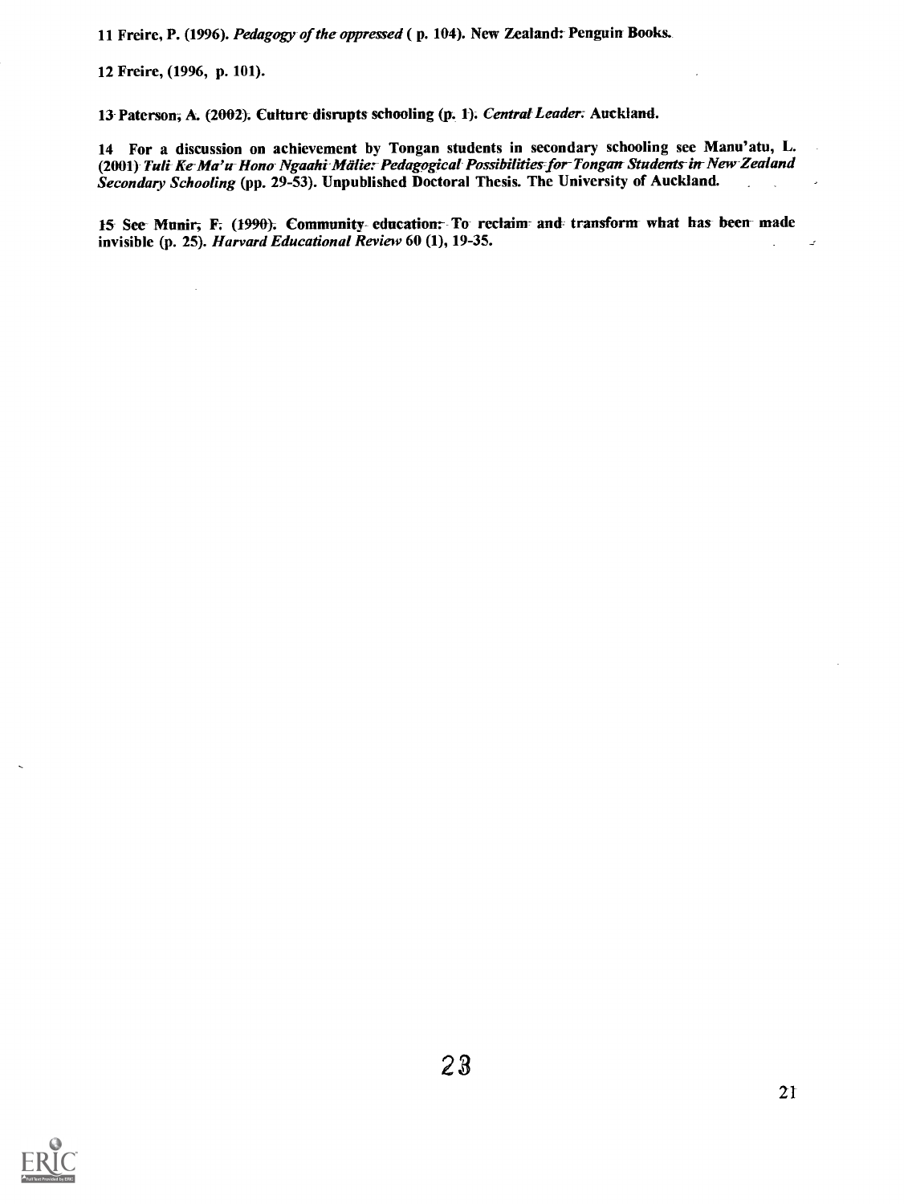11 Freire, P. (1996). *Pedagogy of the oppressed* ( p. 104). New Zealand: Penguin Books.

12 Freire, (1996, p. 101).

13 Paterson, A. (2002). Culture disrupts schooling (p. 1). *Central Leader*. Auckland.

14 For a discussion on achievement by Tongan students in secondary schooling see Manu'atu, L. (2001) *Tuli Ke Ma'u Hono Ngaahi Mālie: Pedagogical Possibilities for Tongan Students in New Zealand Secondary Schooling* (pp. 29-53). Unpublished Doctoral Thesis. The University of Auckland.

15 See Munir, F. (1990). Community education: To reclaim and transform what has been made invisible (p. 25). *Harvard Educational Review* 60 (1), 19-35.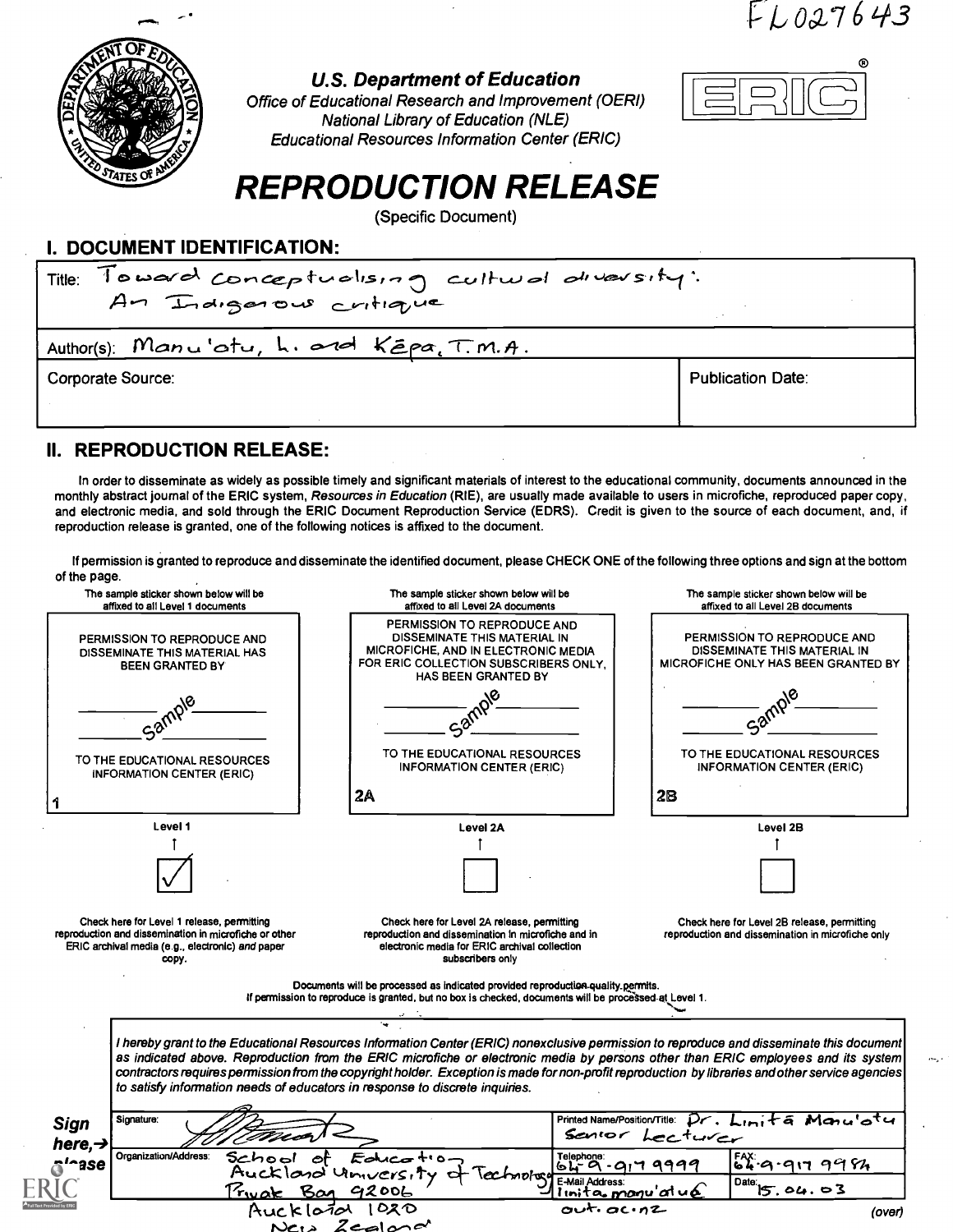FL027643

U.S. Department of Education
Office of Educational Research and Improvement (OERI)
National Library of Education (NLE)
Educational Resources Information Center (ERIC)

# REPRODUCTION RELEASE

(Specific Document)

## I. DOCUMENT IDENTIFICATION:

Title: Toward conceptualising cultural diversity: An Indigenous critique

Author(s): Manu'atu, L. and Kēpa, T.M.A.

Corporate Source:

Publication Date:

## II. REPRODUCTION RELEASE:

In order to disseminate as widely as possible timely and significant materials of interest to the educational community, documents announced in the monthly abstract journal of the ERIC system, *Resources in Education* (RIE), are usually made available to users in microfiche, reproduced paper copy, and electronic media, and sold through the ERIC Document Reproduction Service (EDRS). Credit is given to the source of each document, and, if reproduction release is granted, one of the following notices is affixed to the document.

If permission is granted to reproduce and disseminate the identified document, please CHECK ONE of the following three options and sign at the bottom of the page.

| The sample sticker shown below will be affixed to all Level 1 documents | The sample sticker shown below will be affixed to all Level 2A documents | The sample sticker shown below will be affixed to all Level 2B documents |
|---|---|---|
| PERMISSION TO REPRODUCE AND DISSEMINATE THIS MATERIAL HAS BEEN GRANTED BY<br>Sample<br>TO THE EDUCATIONAL RESOURCES INFORMATION CENTER (ERIC)<br>1 | PERMISSION TO REPRODUCE AND DISSEMINATE THIS MATERIAL IN MICROFICHE, AND IN ELECTRONIC MEDIA FOR ERIC COLLECTION SUBSCRIBERS ONLY, HAS BEEN GRANTED BY<br>Sample<br>TO THE EDUCATIONAL RESOURCES INFORMATION CENTER (ERIC)<br>2A | PERMISSION TO REPRODUCE AND DISSEMINATE THIS MATERIAL IN MICROFICHE ONLY HAS BEEN GRANTED BY<br>Sample<br>TO THE EDUCATIONAL RESOURCES INFORMATION CENTER (ERIC)<br>2B |
| Level 1 | Level 2A | Level 2B |
| ☑ | ☐ | ☐ |
| Check here for Level 1 release, permitting reproduction and dissemination in microfiche or other ERIC archival media (e.g., electronic) *and* paper copy. | Check here for Level 2A release, permitting reproduction and dissemination in microfiche and in electronic media for ERIC archival collection subscribers only | Check here for Level 2B release, permitting reproduction and dissemination in microfiche only |

Documents will be processed as indicated provided reproduction quality permits.
If permission to reproduce is granted, but no box is checked, documents will be processed at Level 1.

*I hereby grant to the Educational Resources Information Center (ERIC) nonexclusive permission to reproduce and disseminate this document as indicated above. Reproduction from the ERIC microfiche or electronic media by persons other than ERIC employees and its system contractors requires permission from the copyright holder. Exception is made for non-profit reproduction by libraries and other service agencies to satisfy information needs of educators in response to discrete inquiries.*

**Sign here,→ please**

| Signature: [signature] | Printed Name/Position/Title: Dr. Linitā Manu'atu Senior Lecturer | |
|---|---|---|
| Organization/Address: School of Education Auckland University of Technology Private Bag 92006 Auckland 1020 New Zealand | Telephone: 64-9-917 9999 | FAX: 64-9-917 9984 |
| | E-Mail Address: linita.manu'atu@aut.ac.nz | Date: 15.04.03 |

(over)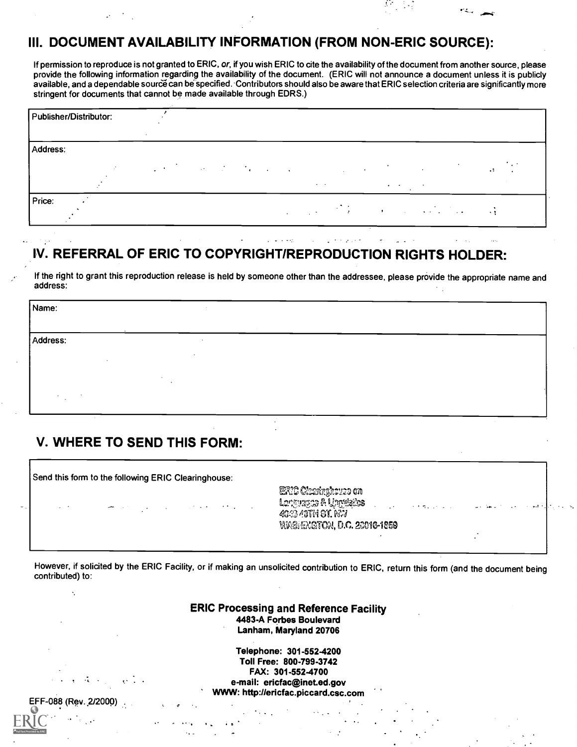## III. DOCUMENT AVAILABILITY INFORMATION (FROM NON-ERIC SOURCE):

If permission to reproduce is not granted to ERIC, *or*, if you wish ERIC to cite the availability of the document from another source, please provide the following information regarding the availability of the document. (ERIC will not announce a document unless it is publicly available, and a dependable source can be specified. Contributors should also be aware that ERIC selection criteria are significantly more stringent for documents that cannot be made available through EDRS.)

| |
|---|
| Publisher/Distributor: |
| Address: |
| Price: |

## IV. REFERRAL OF ERIC TO COPYRIGHT/REPRODUCTION RIGHTS HOLDER:

If the right to grant this reproduction release is held by someone other than the addressee, please provide the appropriate name and address:

| |
|---|
| Name: |
| Address: |

## V. WHERE TO SEND THIS FORM:

Send this form to the following ERIC Clearinghouse:

ERIC Clearinghouse on
Languages & Linguistics
4646 40TH ST. NW
WASHINGTON, D.C. 20016-1859

However, if solicited by the ERIC Facility, or if making an unsolicited contribution to ERIC, return this form (and the document being contributed) to:

**ERIC Processing and Reference Facility**
**4483-A Forbes Boulevard**
**Lanham, Maryland 20706**

**Telephone: 301-552-4200**
**Toll Free: 800-799-3742**
**FAX: 301-552-4700**
**e-mail: ericfac@inet.ed.gov**
**WWW: http://ericfac.piccard.csc.com**

EFF-088 (Rev. 2/2000)